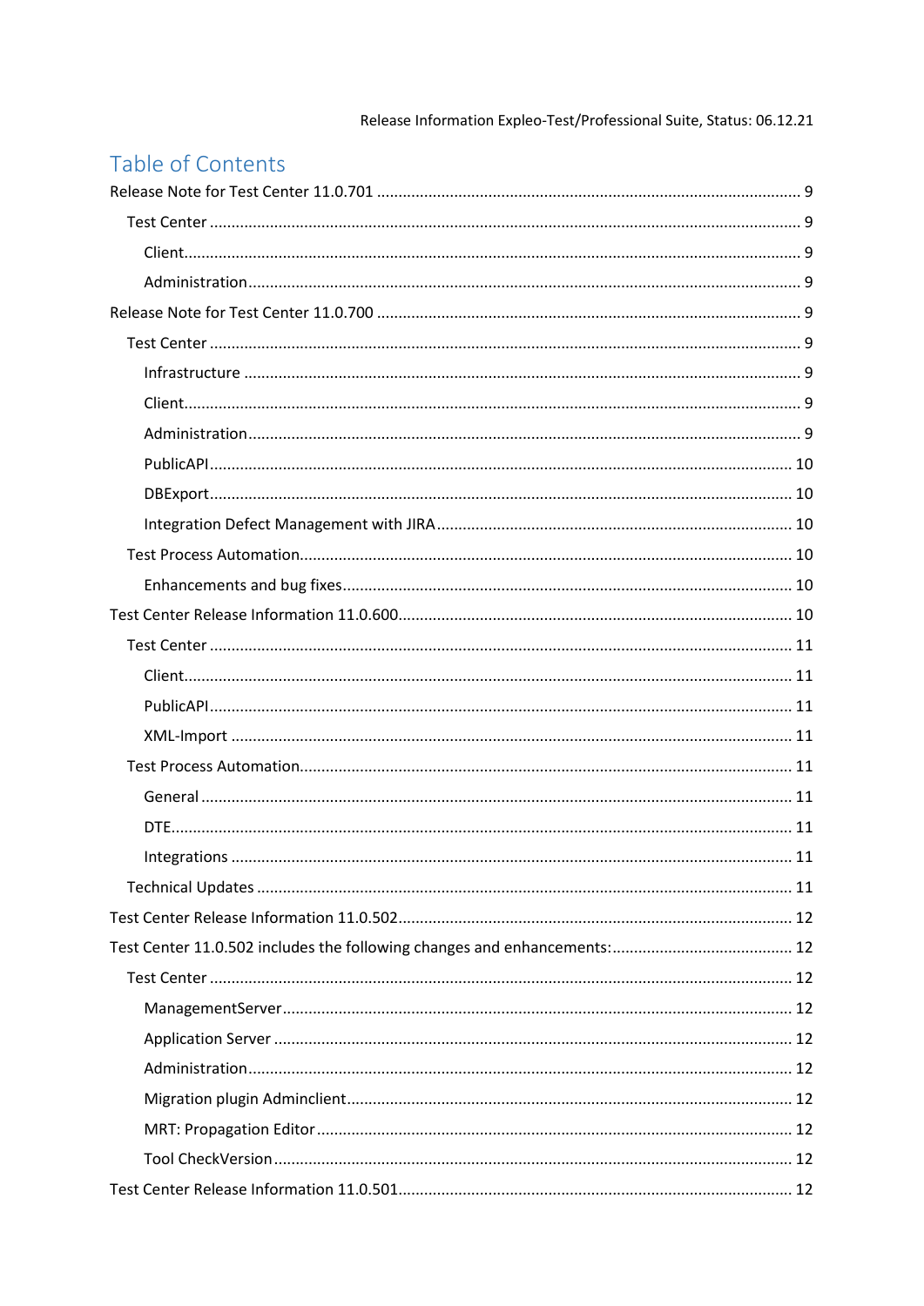# Table of Contents

- Release Note for Test Center 11.0.701 ..... 9
  - Test Center ..... 9
    - Client ..... 9
    - Administration ..... 9
- Release Note for Test Center 11.0.700 ..... 9
  - Test Center ..... 9
    - Infrastructure ..... 9
    - Client ..... 9
    - Administration ..... 9
    - PublicAPI ..... 10
    - DBExport ..... 10
    - Integration Defect Management with JIRA ..... 10
  - Test Process Automation ..... 10
    - Enhancements and bug fixes ..... 10
- Test Center Release Information 11.0.600 ..... 10
  - Test Center ..... 11
    - Client ..... 11
    - PublicAPI ..... 11
    - XML-Import ..... 11
  - Test Process Automation ..... 11
    - General ..... 11
    - DTE ..... 11
    - Integrations ..... 11
  - Technical Updates ..... 11
- Test Center Release Information 11.0.502 ..... 12
- Test Center 11.0.502 includes the following changes and enhancements: ..... 12
  - Test Center ..... 12
    - ManagementServer ..... 12
    - Application Server ..... 12
    - Administration ..... 12
    - Migration plugin Adminclient ..... 12
    - MRT: Propagation Editor ..... 12
    - Tool CheckVersion ..... 12
- Test Center Release Information 11.0.501 ..... 12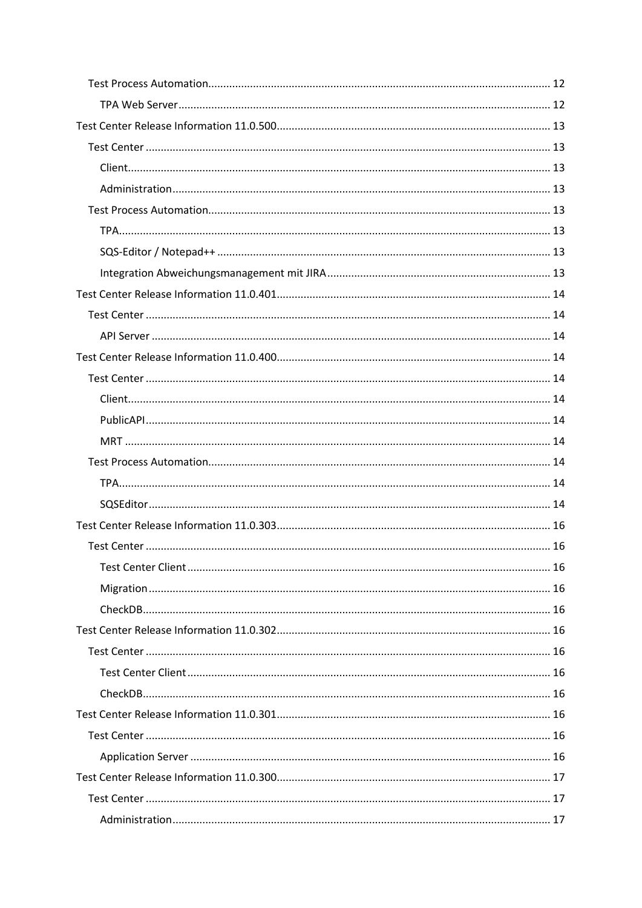- Test Process Automation ..... 12
  - TPA Web Server ..... 12
- Test Center Release Information 11.0.500 ..... 13
  - Test Center ..... 13
    - Client ..... 13
    - Administration ..... 13
  - Test Process Automation ..... 13
    - TPA ..... 13
    - SQS-Editor / Notepad++ ..... 13
    - Integration Abweichungsmanagement mit JIRA ..... 13
- Test Center Release Information 11.0.401 ..... 14
  - Test Center ..... 14
    - API Server ..... 14
- Test Center Release Information 11.0.400 ..... 14
  - Test Center ..... 14
    - Client ..... 14
    - PublicAPI ..... 14
    - MRT ..... 14
  - Test Process Automation ..... 14
    - TPA ..... 14
    - SQSEditor ..... 14
- Test Center Release Information 11.0.303 ..... 16
  - Test Center ..... 16
    - Test Center Client ..... 16
    - Migration ..... 16
    - CheckDB ..... 16
- Test Center Release Information 11.0.302 ..... 16
  - Test Center ..... 16
    - Test Center Client ..... 16
    - CheckDB ..... 16
- Test Center Release Information 11.0.301 ..... 16
  - Test Center ..... 16
    - Application Server ..... 16
- Test Center Release Information 11.0.300 ..... 17
  - Test Center ..... 17
    - Administration ..... 17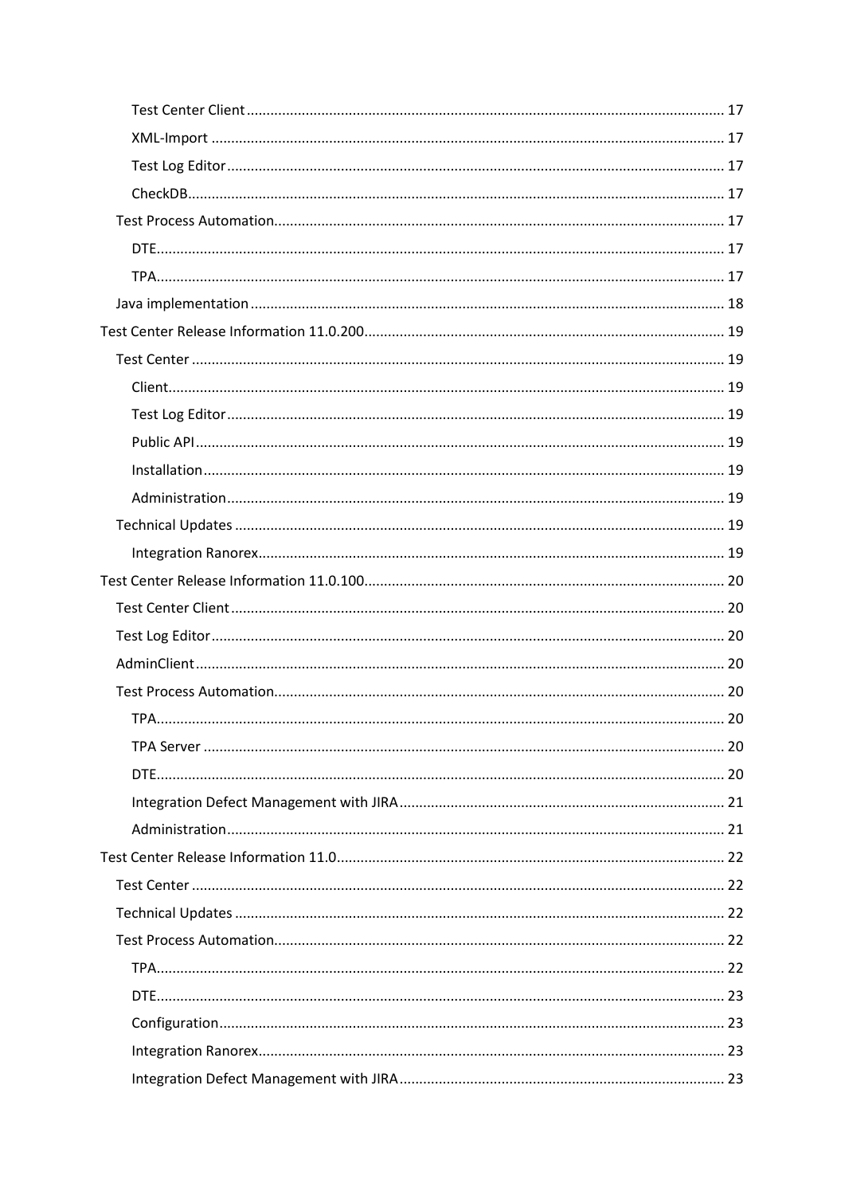- Test Center Client ..... 17
- XML-Import ..... 17
- Test Log Editor ..... 17
- CheckDB ..... 17
- Test Process Automation ..... 17
  - DTE ..... 17
  - TPA ..... 17
- Java implementation ..... 18

Test Center Release Information 11.0.200 ..... 19
- Test Center ..... 19
  - Client ..... 19
  - Test Log Editor ..... 19
  - Public API ..... 19
  - Installation ..... 19
  - Administration ..... 19
- Technical Updates ..... 19
  - Integration Ranorex ..... 19

Test Center Release Information 11.0.100 ..... 20
- Test Center Client ..... 20
- Test Log Editor ..... 20
- AdminClient ..... 20
- Test Process Automation ..... 20
  - TPA ..... 20
  - TPA Server ..... 20
  - DTE ..... 20
  - Integration Defect Management with JIRA ..... 21
  - Administration ..... 21

Test Center Release Information 11.0 ..... 22
- Test Center ..... 22
- Technical Updates ..... 22
- Test Process Automation ..... 22
  - TPA ..... 22
  - DTE ..... 23
  - Configuration ..... 23
  - Integration Ranorex ..... 23
  - Integration Defect Management with JIRA ..... 23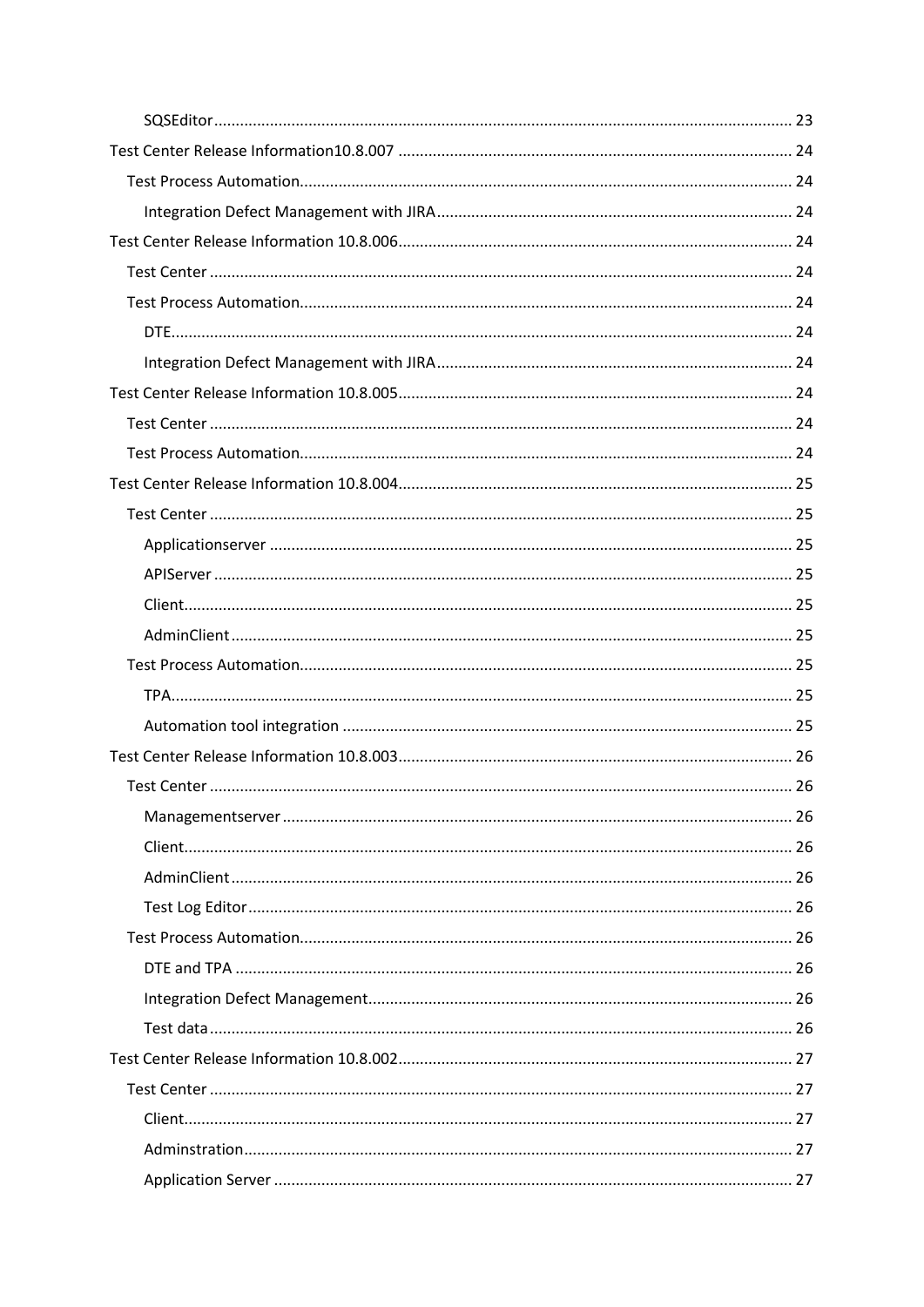- SQSEditor ..... 23
- Test Center Release Information10.8.007 ..... 24
  - Test Process Automation ..... 24
    - Integration Defect Management with JIRA ..... 24
- Test Center Release Information 10.8.006 ..... 24
  - Test Center ..... 24
  - Test Process Automation ..... 24
    - DTE ..... 24
    - Integration Defect Management with JIRA ..... 24
- Test Center Release Information 10.8.005 ..... 24
  - Test Center ..... 24
  - Test Process Automation ..... 24
- Test Center Release Information 10.8.004 ..... 25
  - Test Center ..... 25
    - Applicationserver ..... 25
    - APIServer ..... 25
    - Client ..... 25
    - AdminClient ..... 25
  - Test Process Automation ..... 25
    - TPA ..... 25
    - Automation tool integration ..... 25
- Test Center Release Information 10.8.003 ..... 26
  - Test Center ..... 26
    - Managementserver ..... 26
    - Client ..... 26
    - AdminClient ..... 26
    - Test Log Editor ..... 26
  - Test Process Automation ..... 26
    - DTE and TPA ..... 26
    - Integration Defect Management ..... 26
    - Test data ..... 26
- Test Center Release Information 10.8.002 ..... 27
  - Test Center ..... 27
    - Client ..... 27
    - Adminstration ..... 27
    - Application Server ..... 27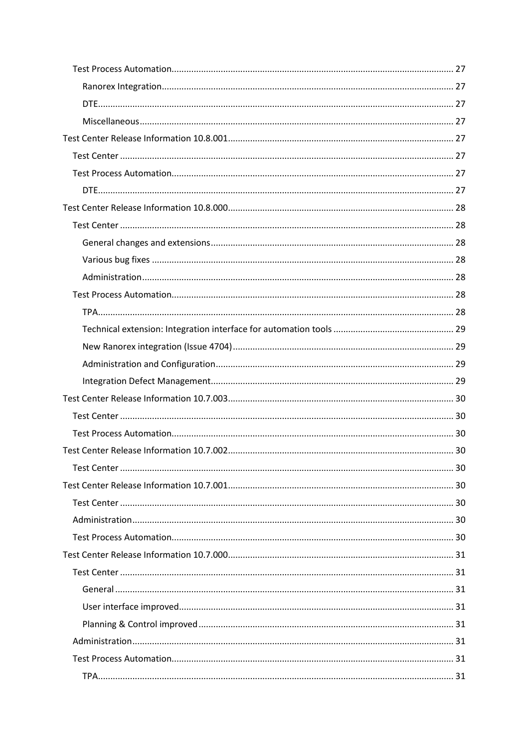- Test Process Automation ........ 27
  - Ranorex Integration ........ 27
  - DTE ........ 27
  - Miscellaneous ........ 27
- Test Center Release Information 10.8.001 ........ 27
  - Test Center ........ 27
  - Test Process Automation ........ 27
    - DTE ........ 27
- Test Center Release Information 10.8.000 ........ 28
  - Test Center ........ 28
    - General changes and extensions ........ 28
    - Various bug fixes ........ 28
    - Administration ........ 28
  - Test Process Automation ........ 28
    - TPA ........ 28
    - Technical extension: Integration interface for automation tools ........ 29
    - New Ranorex integration (Issue 4704) ........ 29
    - Administration and Configuration ........ 29
    - Integration Defect Management ........ 29
- Test Center Release Information 10.7.003 ........ 30
  - Test Center ........ 30
  - Test Process Automation ........ 30
- Test Center Release Information 10.7.002 ........ 30
  - Test Center ........ 30
- Test Center Release Information 10.7.001 ........ 30
  - Test Center ........ 30
  - Administration ........ 30
  - Test Process Automation ........ 30
- Test Center Release Information 10.7.000 ........ 31
  - Test Center ........ 31
    - General ........ 31
    - User interface improved ........ 31
    - Planning & Control improved ........ 31
  - Administration ........ 31
  - Test Process Automation ........ 31
    - TPA ........ 31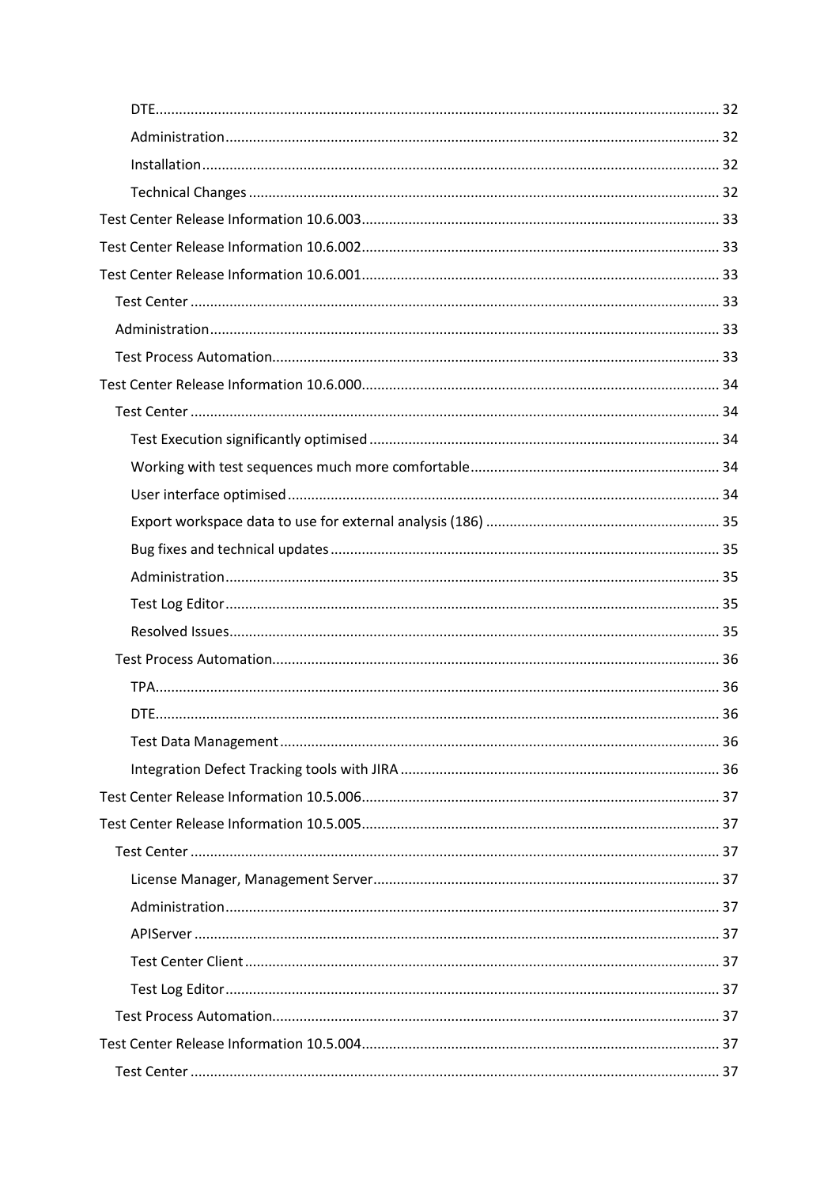- DTE ... 32
- Administration ... 32
- Installation ... 32
- Technical Changes ... 32

Test Center Release Information 10.6.003 ... 33

Test Center Release Information 10.6.002 ... 33

Test Center Release Information 10.6.001 ... 33

- Test Center ... 33
- Administration ... 33
- Test Process Automation ... 33

Test Center Release Information 10.6.000 ... 34

- Test Center ... 34
  - Test Execution significantly optimised ... 34
  - Working with test sequences much more comfortable ... 34
  - User interface optimised ... 34
  - Export workspace data to use for external analysis (186) ... 35
  - Bug fixes and technical updates ... 35
  - Administration ... 35
  - Test Log Editor ... 35
  - Resolved Issues ... 35
- Test Process Automation ... 36
  - TPA ... 36
  - DTE ... 36
  - Test Data Management ... 36
  - Integration Defect Tracking tools with JIRA ... 36

Test Center Release Information 10.5.006 ... 37

Test Center Release Information 10.5.005 ... 37

- Test Center ... 37
  - License Manager, Management Server ... 37
  - Administration ... 37
  - APIServer ... 37
  - Test Center Client ... 37
  - Test Log Editor ... 37
- Test Process Automation ... 37

Test Center Release Information 10.5.004 ... 37

- Test Center ... 37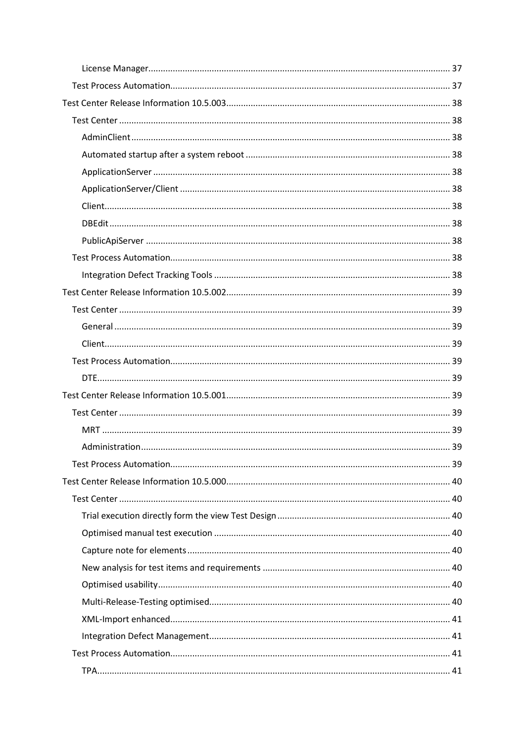- License Manager ........ 37
- Test Process Automation ........ 37

Test Center Release Information 10.5.003 ........ 38

- Test Center ........ 38
  - AdminClient ........ 38
  - Automated startup after a system reboot ........ 38
  - ApplicationServer ........ 38
  - ApplicationServer/Client ........ 38
  - Client ........ 38
  - DBEdit ........ 38
  - PublicApiServer ........ 38
- Test Process Automation ........ 38
  - Integration Defect Tracking Tools ........ 38

Test Center Release Information 10.5.002 ........ 39

- Test Center ........ 39
  - General ........ 39
  - Client ........ 39
- Test Process Automation ........ 39
  - DTE ........ 39

Test Center Release Information 10.5.001 ........ 39

- Test Center ........ 39
  - MRT ........ 39
  - Administration ........ 39
- Test Process Automation ........ 39

Test Center Release Information 10.5.000 ........ 40

- Test Center ........ 40
  - Trial execution directly form the view Test Design ........ 40
  - Optimised manual test execution ........ 40
  - Capture note for elements ........ 40
  - New analysis for test items and requirements ........ 40
  - Optimised usability ........ 40
  - Multi-Release-Testing optimised ........ 40
  - XML-Import enhanced ........ 41
  - Integration Defect Management ........ 41
- Test Process Automation ........ 41
  - TPA ........ 41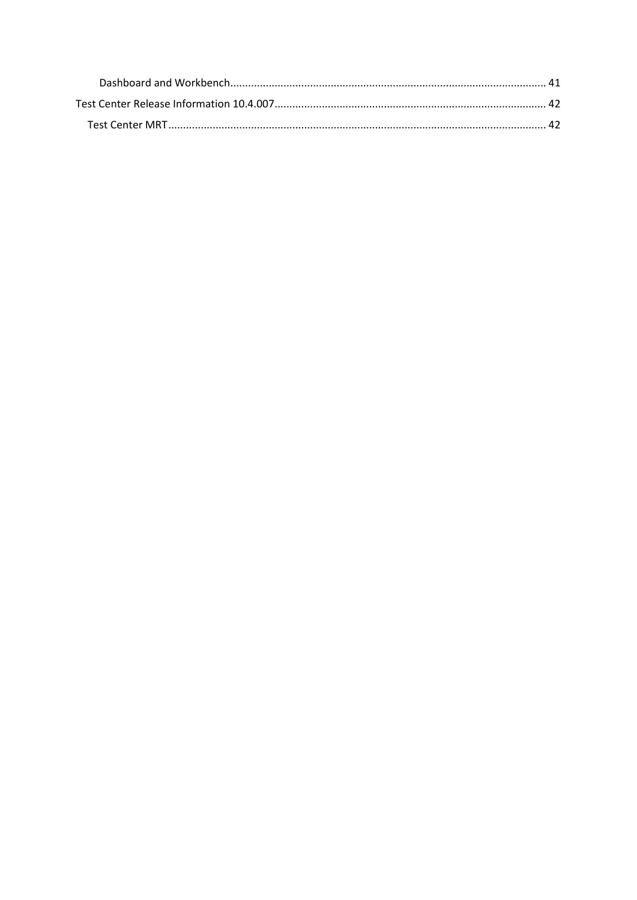Dashboard and Workbench........................................................................................................ 41

Test Center Release Information 10.4.007......................................................................................... 42

Test Center MRT............................................................................................................................ 42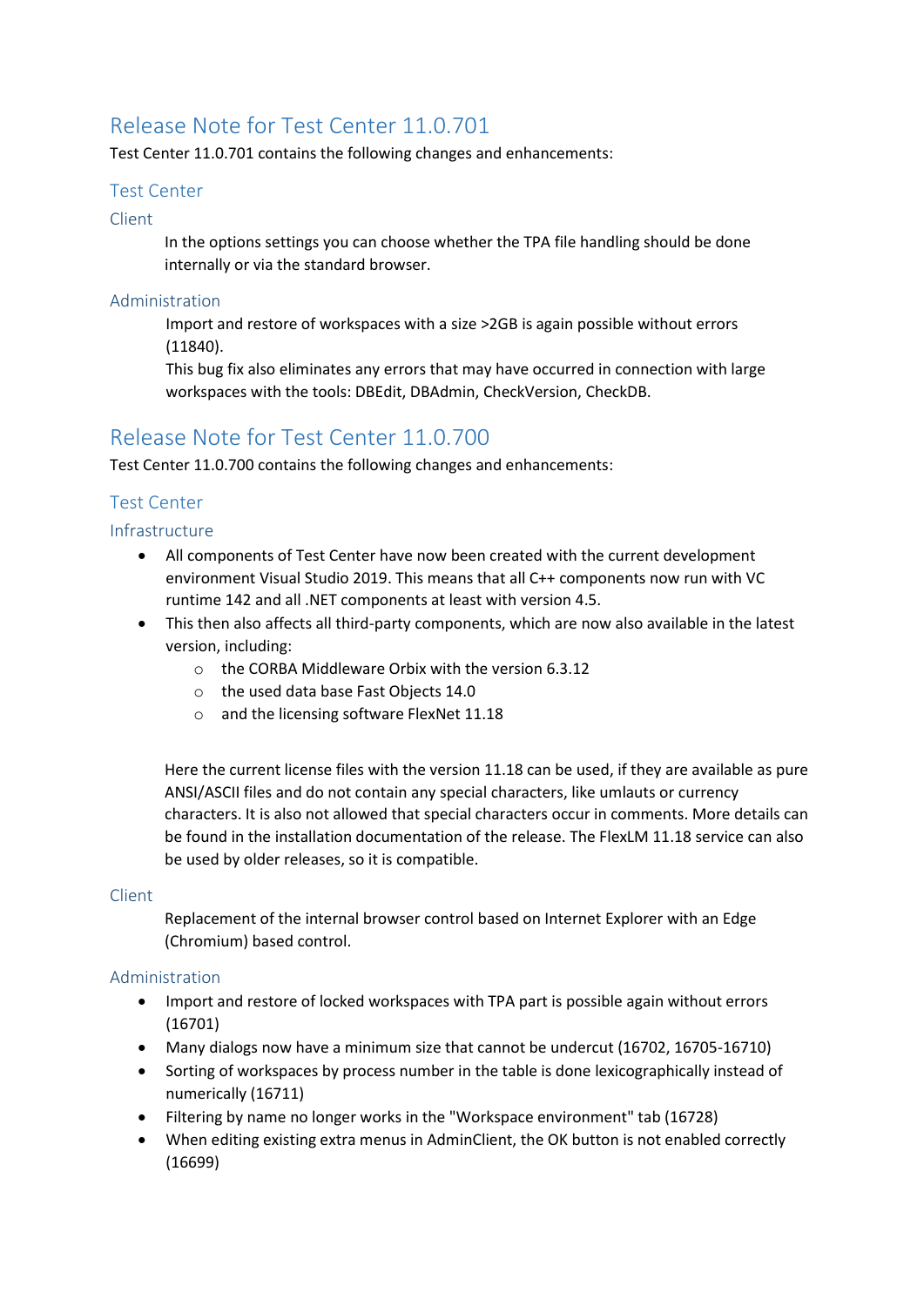# Release Note for Test Center 11.0.701

Test Center 11.0.701 contains the following changes and enhancements:

## Test Center

### Client

In the options settings you can choose whether the TPA file handling should be done internally or via the standard browser.

### Administration

Import and restore of workspaces with a size >2GB is again possible without errors (11840).
This bug fix also eliminates any errors that may have occurred in connection with large workspaces with the tools: DBEdit, DBAdmin, CheckVersion, CheckDB.

# Release Note for Test Center 11.0.700

Test Center 11.0.700 contains the following changes and enhancements:

## Test Center

### Infrastructure

- All components of Test Center have now been created with the current development environment Visual Studio 2019. This means that all C++ components now run with VC runtime 142 and all .NET components at least with version 4.5.
- This then also affects all third-party components, which are now also available in the latest version, including:
  - the CORBA Middleware Orbix with the version 6.3.12
  - the used data base Fast Objects 14.0
  - and the licensing software FlexNet 11.18

  Here the current license files with the version 11.18 can be used, if they are available as pure ANSI/ASCII files and do not contain any special characters, like umlauts or currency characters. It is also not allowed that special characters occur in comments. More details can be found in the installation documentation of the release. The FlexLM 11.18 service can also be used by older releases, so it is compatible.

### Client

Replacement of the internal browser control based on Internet Explorer with an Edge (Chromium) based control.

### Administration

- Import and restore of locked workspaces with TPA part is possible again without errors (16701)
- Many dialogs now have a minimum size that cannot be undercut (16702, 16705-16710)
- Sorting of workspaces by process number in the table is done lexicographically instead of numerically (16711)
- Filtering by name no longer works in the "Workspace environment" tab (16728)
- When editing existing extra menus in AdminClient, the OK button is not enabled correctly (16699)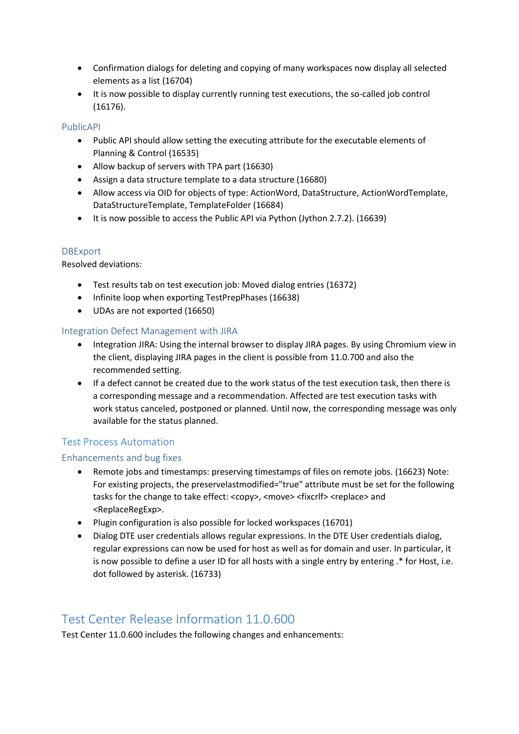- Confirmation dialogs for deleting and copying of many workspaces now display all selected elements as a list (16704)
- It is now possible to display currently running test executions, the so-called job control (16176).

### PublicAPI

- Public API should allow setting the executing attribute for the executable elements of Planning & Control (16535)
- Allow backup of servers with TPA part (16630)
- Assign a data structure template to a data structure (16680)
- Allow access via OID for objects of type: ActionWord, DataStructure, ActionWordTemplate, DataStructureTemplate, TemplateFolder (16684)
- It is now possible to access the Public API via Python (Jython 2.7.2). (16639)

### DBExport

Resolved deviations:

- Test results tab on test execution job: Moved dialog entries (16372)
- Infinite loop when exporting TestPrepPhases (16638)
- UDAs are not exported (16650)

### Integration Defect Management with JIRA

- Integration JIRA: Using the internal browser to display JIRA pages. By using Chromium view in the client, displaying JIRA pages in the client is possible from 11.0.700 and also the recommended setting.
- If a defect cannot be created due to the work status of the test execution task, then there is a corresponding message and a recommendation. Affected are test execution tasks with work status canceled, postponed or planned. Until now, the corresponding message was only available for the status planned.

## Test Process Automation

### Enhancements and bug fixes

- Remote jobs and timestamps: preserving timestamps of files on remote jobs. (16623) Note: For existing projects, the preservelastmodified="true" attribute must be set for the following tasks for the change to take effect: <copy>, <move> <fixcrlf> <replace> and <ReplaceRegExp>.
- Plugin configuration is also possible for locked workspaces (16701)
- Dialog DTE user credentials allows regular expressions. In the DTE User credentials dialog, regular expressions can now be used for host as well as for domain and user. In particular, it is now possible to define a user ID for all hosts with a single entry by entering .* for Host, i.e. dot followed by asterisk. (16733)

# Test Center Release Information 11.0.600

Test Center 11.0.600 includes the following changes and enhancements: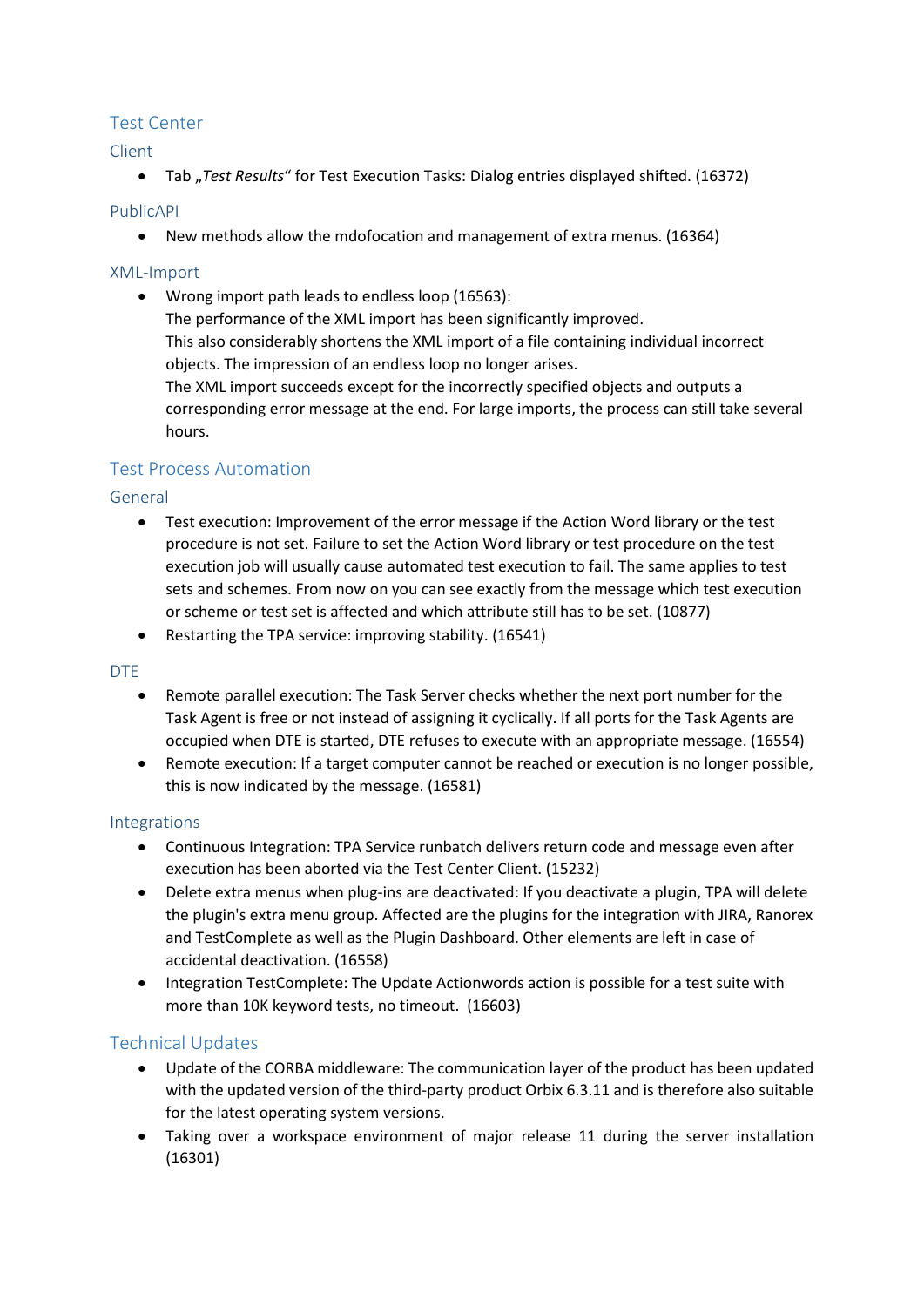## Test Center

### Client

- Tab „*Test Results*" for Test Execution Tasks: Dialog entries displayed shifted. (16372)

### PublicAPI

- New methods allow the mdofocation and management of extra menus. (16364)

### XML-Import

- Wrong import path leads to endless loop (16563):
  The performance of the XML import has been significantly improved.
  This also considerably shortens the XML import of a file containing individual incorrect objects. The impression of an endless loop no longer arises.
  The XML import succeeds except for the incorrectly specified objects and outputs a corresponding error message at the end. For large imports, the process can still take several hours.

## Test Process Automation

### General

- Test execution: Improvement of the error message if the Action Word library or the test procedure is not set. Failure to set the Action Word library or test procedure on the test execution job will usually cause automated test execution to fail. The same applies to test sets and schemes. From now on you can see exactly from the message which test execution or scheme or test set is affected and which attribute still has to be set. (10877)
- Restarting the TPA service: improving stability. (16541)

### DTE

- Remote parallel execution: The Task Server checks whether the next port number for the Task Agent is free or not instead of assigning it cyclically. If all ports for the Task Agents are occupied when DTE is started, DTE refuses to execute with an appropriate message. (16554)
- Remote execution: If a target computer cannot be reached or execution is no longer possible, this is now indicated by the message. (16581)

### Integrations

- Continuous Integration: TPA Service runbatch delivers return code and message even after execution has been aborted via the Test Center Client. (15232)
- Delete extra menus when plug-ins are deactivated: If you deactivate a plugin, TPA will delete the plugin's extra menu group. Affected are the plugins for the integration with JIRA, Ranorex and TestComplete as well as the Plugin Dashboard. Other elements are left in case of accidental deactivation. (16558)
- Integration TestComplete: The Update Actionwords action is possible for a test suite with more than 10K keyword tests, no timeout. (16603)

## Technical Updates

- Update of the CORBA middleware: The communication layer of the product has been updated with the updated version of the third-party product Orbix 6.3.11 and is therefore also suitable for the latest operating system versions.
- Taking over a workspace environment of major release 11 during the server installation (16301)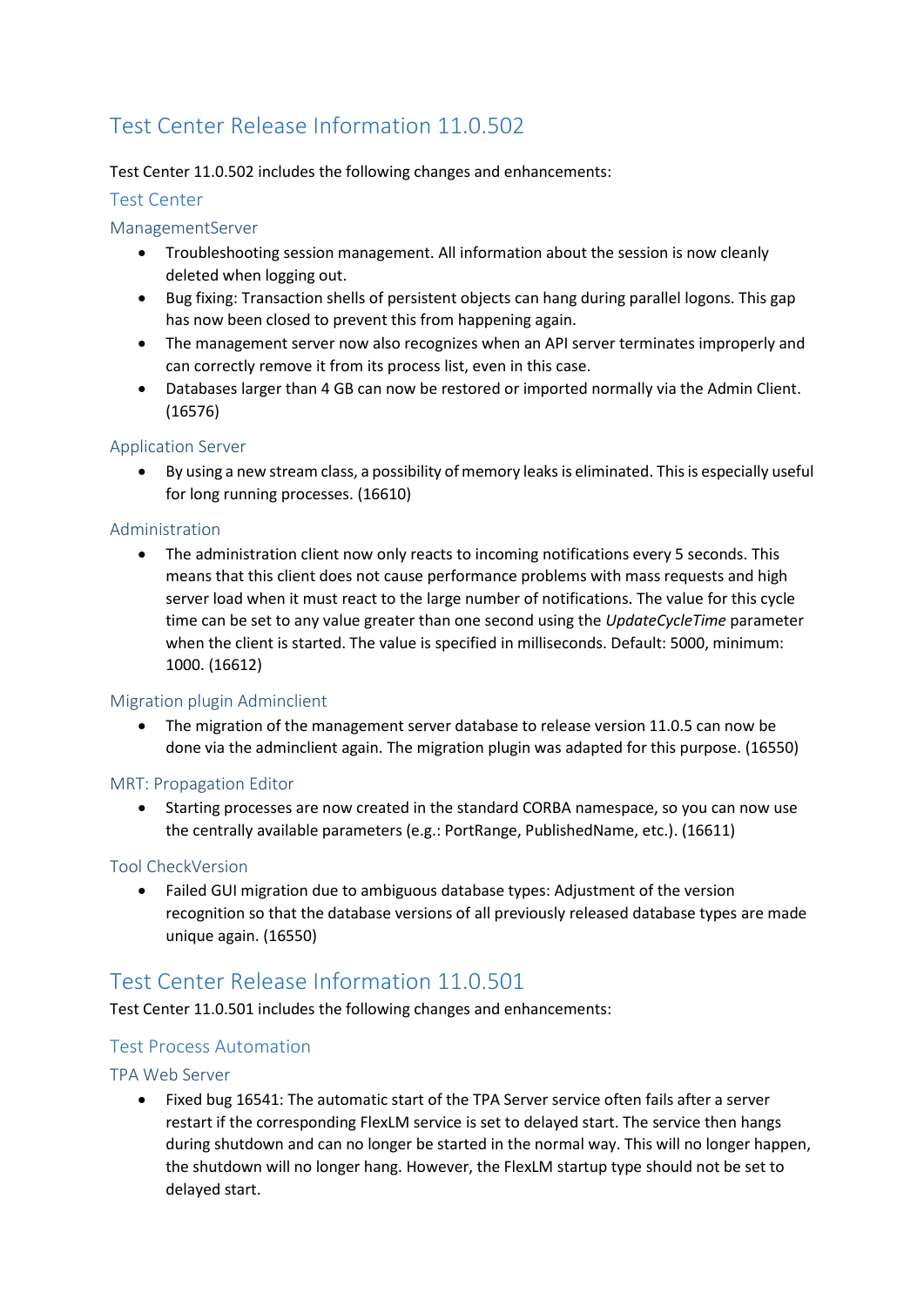# Test Center Release Information 11.0.502

Test Center 11.0.502 includes the following changes and enhancements:

## Test Center

### ManagementServer

- Troubleshooting session management. All information about the session is now cleanly deleted when logging out.
- Bug fixing: Transaction shells of persistent objects can hang during parallel logons. This gap has now been closed to prevent this from happening again.
- The management server now also recognizes when an API server terminates improperly and can correctly remove it from its process list, even in this case.
- Databases larger than 4 GB can now be restored or imported normally via the Admin Client. (16576)

### Application Server

- By using a new stream class, a possibility of memory leaks is eliminated. This is especially useful for long running processes. (16610)

### Administration

- The administration client now only reacts to incoming notifications every 5 seconds. This means that this client does not cause performance problems with mass requests and high server load when it must react to the large number of notifications. The value for this cycle time can be set to any value greater than one second using the *UpdateCycleTime* parameter when the client is started. The value is specified in milliseconds. Default: 5000, minimum: 1000. (16612)

### Migration plugin Adminclient

- The migration of the management server database to release version 11.0.5 can now be done via the adminclient again. The migration plugin was adapted for this purpose. (16550)

### MRT: Propagation Editor

- Starting processes are now created in the standard CORBA namespace, so you can now use the centrally available parameters (e.g.: PortRange, PublishedName, etc.). (16611)

### Tool CheckVersion

- Failed GUI migration due to ambiguous database types: Adjustment of the version recognition so that the database versions of all previously released database types are made unique again. (16550)

# Test Center Release Information 11.0.501

Test Center 11.0.501 includes the following changes and enhancements:

## Test Process Automation

### TPA Web Server

- Fixed bug 16541: The automatic start of the TPA Server service often fails after a server restart if the corresponding FlexLM service is set to delayed start. The service then hangs during shutdown and can no longer be started in the normal way. This will no longer happen, the shutdown will no longer hang. However, the FlexLM startup type should not be set to delayed start.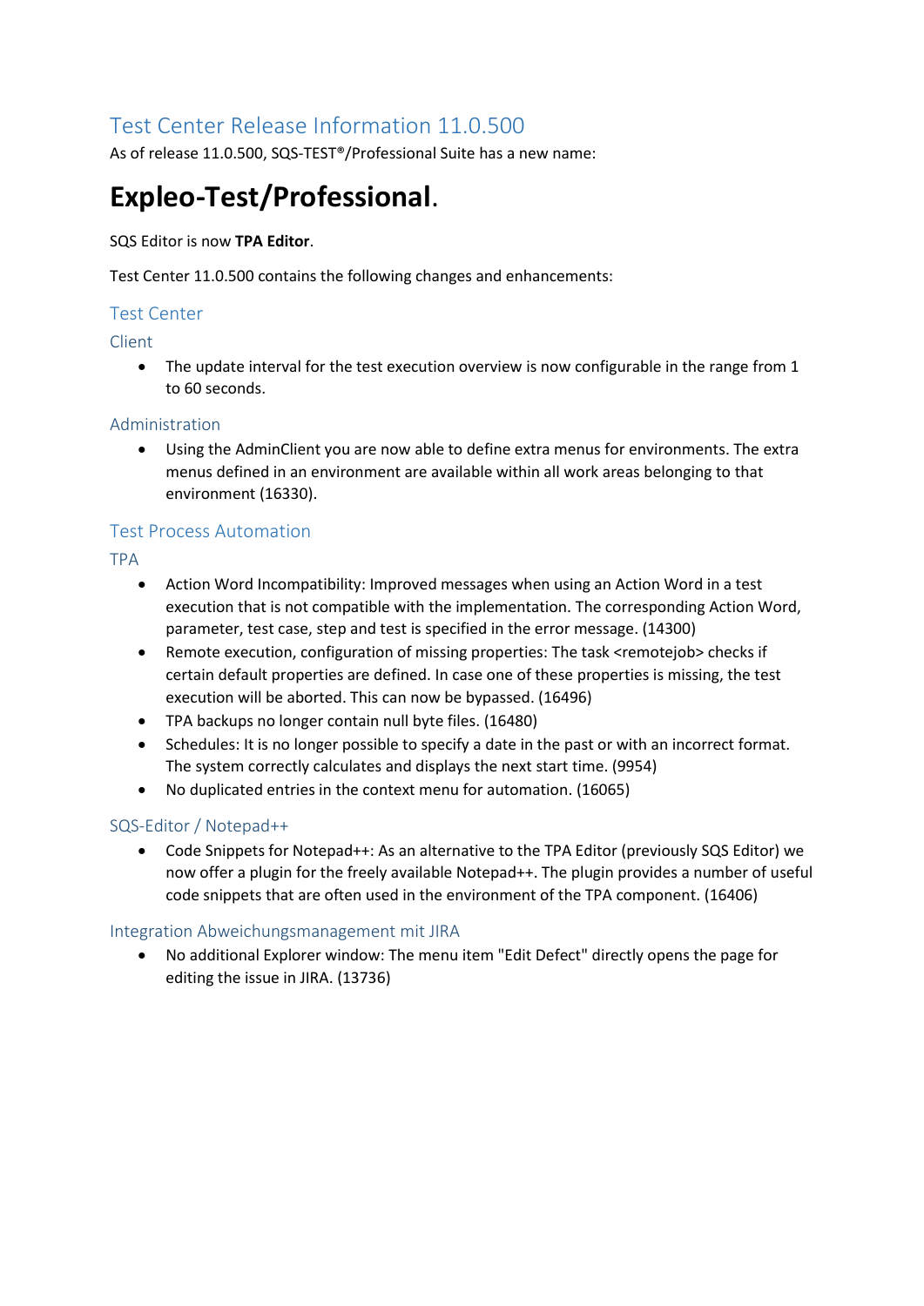# Test Center Release Information 11.0.500

As of release 11.0.500, SQS-TEST®/Professional Suite has a new name:

# Exleo-Test/Professional.

SQS Editor is now **TPA Editor**.

Test Center 11.0.500 contains the following changes and enhancements:

## Test Center

### Client

- The update interval for the test execution overview is now configurable in the range from 1 to 60 seconds.

### Administration

- Using the AdminClient you are now able to define extra menus for environments. The extra menus defined in an environment are available within all work areas belonging to that environment (16330).

## Test Process Automation

### TPA

- Action Word Incompatibility: Improved messages when using an Action Word in a test execution that is not compatible with the implementation. The corresponding Action Word, parameter, test case, step and test is specified in the error message. (14300)
- Remote execution, configuration of missing properties: The task <remotejob> checks if certain default properties are defined. In case one of these properties is missing, the test execution will be aborted. This can now be bypassed. (16496)
- TPA backups no longer contain null byte files. (16480)
- Schedules: It is no longer possible to specify a date in the past or with an incorrect format. The system correctly calculates and displays the next start time. (9954)
- No duplicated entries in the context menu for automation. (16065)

### SQS-Editor / Notepad++

- Code Snippets for Notepad++: As an alternative to the TPA Editor (previously SQS Editor) we now offer a plugin for the freely available Notepad++. The plugin provides a number of useful code snippets that are often used in the environment of the TPA component. (16406)

### Integration Abweichungsmanagement mit JIRA

- No additional Explorer window: The menu item "Edit Defect" directly opens the page for editing the issue in JIRA. (13736)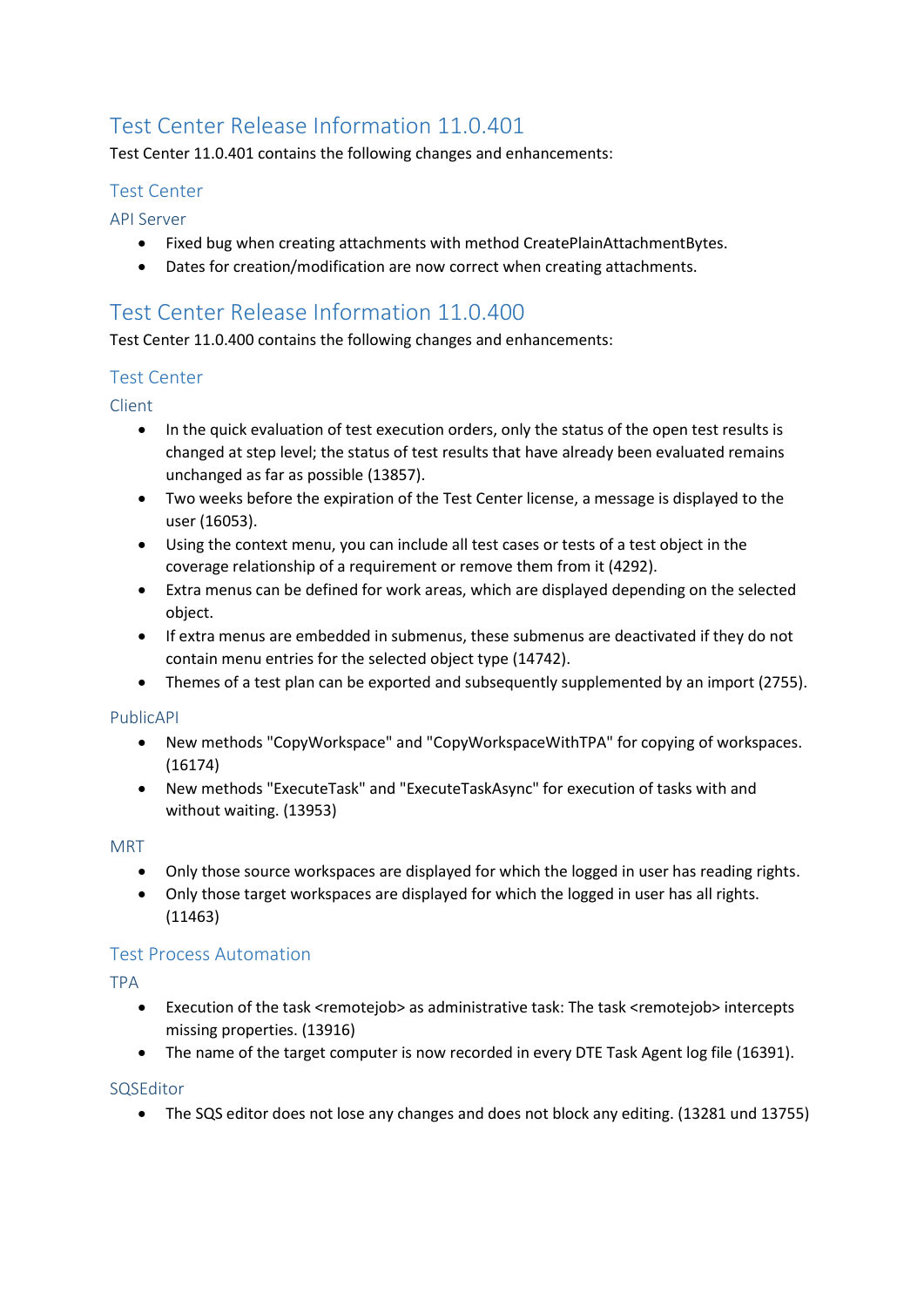# Test Center Release Information 11.0.401

Test Center 11.0.401 contains the following changes and enhancements:

## Test Center

### API Server

- Fixed bug when creating attachments with method CreatePlainAttachmentBytes.
- Dates for creation/modification are now correct when creating attachments.

# Test Center Release Information 11.0.400

Test Center 11.0.400 contains the following changes and enhancements:

## Test Center

### Client

- In the quick evaluation of test execution orders, only the status of the open test results is changed at step level; the status of test results that have already been evaluated remains unchanged as far as possible (13857).
- Two weeks before the expiration of the Test Center license, a message is displayed to the user (16053).
- Using the context menu, you can include all test cases or tests of a test object in the coverage relationship of a requirement or remove them from it (4292).
- Extra menus can be defined for work areas, which are displayed depending on the selected object.
- If extra menus are embedded in submenus, these submenus are deactivated if they do not contain menu entries for the selected object type (14742).
- Themes of a test plan can be exported and subsequently supplemented by an import (2755).

### PublicAPI

- New methods "CopyWorkspace" and "CopyWorkspaceWithTPA" for copying of workspaces. (16174)
- New methods "ExecuteTask" and "ExecuteTaskAsync" for execution of tasks with and without waiting. (13953)

### MRT

- Only those source workspaces are displayed for which the logged in user has reading rights.
- Only those target workspaces are displayed for which the logged in user has all rights. (11463)

## Test Process Automation

### TPA

- Execution of the task <remotejob> as administrative task: The task <remotejob> intercepts missing properties. (13916)
- The name of the target computer is now recorded in every DTE Task Agent log file (16391).

### SQSEditor

- The SQS editor does not lose any changes and does not block any editing. (13281 und 13755)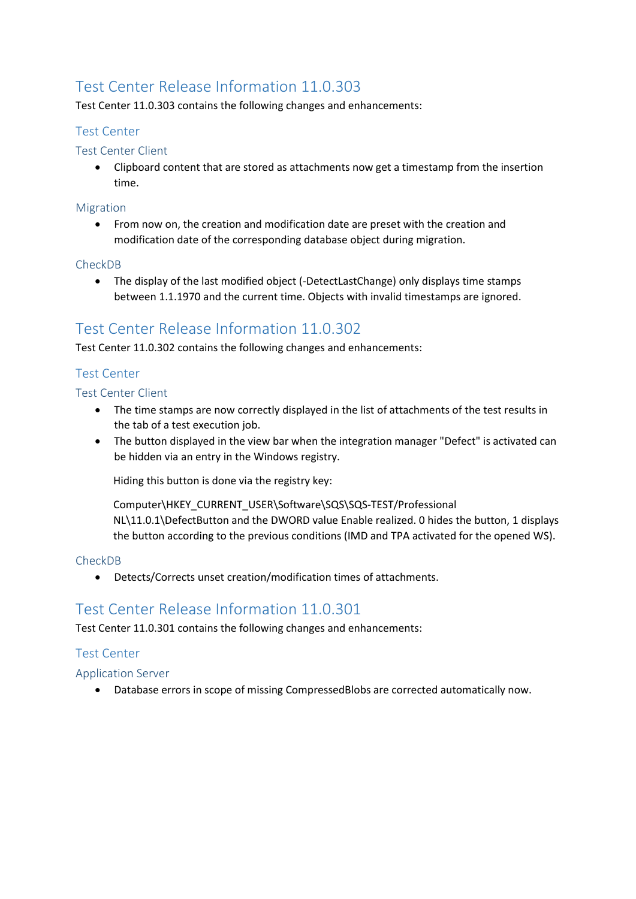# Test Center Release Information 11.0.303

Test Center 11.0.303 contains the following changes and enhancements:

## Test Center

### Test Center Client

- Clipboard content that are stored as attachments now get a timestamp from the insertion time.

### Migration

- From now on, the creation and modification date are preset with the creation and modification date of the corresponding database object during migration.

### CheckDB

- The display of the last modified object (-DetectLastChange) only displays time stamps between 1.1.1970 and the current time. Objects with invalid timestamps are ignored.

# Test Center Release Information 11.0.302

Test Center 11.0.302 contains the following changes and enhancements:

## Test Center

### Test Center Client

- The time stamps are now correctly displayed in the list of attachments of the test results in the tab of a test execution job.
- The button displayed in the view bar when the integration manager "Defect" is activated can be hidden via an entry in the Windows registry.

  Hiding this button is done via the registry key:

  Computer\HKEY_CURRENT_USER\Software\SQS\SQS-TEST/Professional NL\11.0.1\DefectButton and the DWORD value Enable realized. 0 hides the button, 1 displays the button according to the previous conditions (IMD and TPA activated for the opened WS).

### CheckDB

- Detects/Corrects unset creation/modification times of attachments.

# Test Center Release Information 11.0.301

Test Center 11.0.301 contains the following changes and enhancements:

## Test Center

### Application Server

- Database errors in scope of missing CompressedBlobs are corrected automatically now.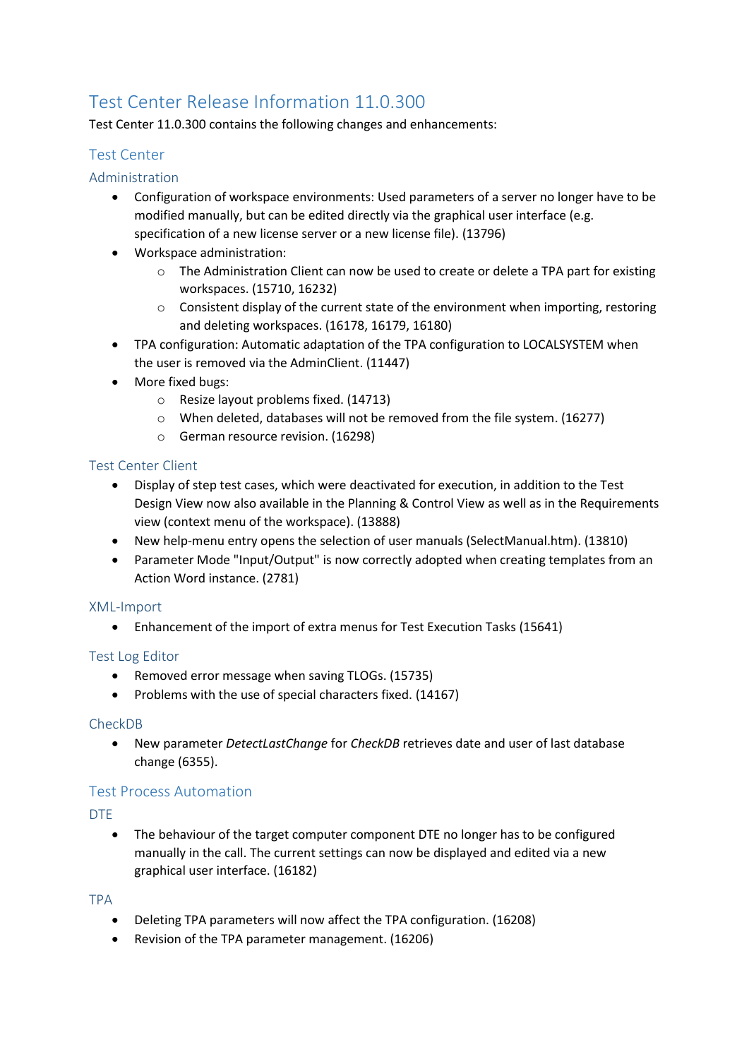# Test Center Release Information 11.0.300

Test Center 11.0.300 contains the following changes and enhancements:

## Test Center

### Administration

- Configuration of workspace environments: Used parameters of a server no longer have to be modified manually, but can be edited directly via the graphical user interface (e.g. specification of a new license server or a new license file). (13796)
- Workspace administration:
  - The Administration Client can now be used to create or delete a TPA part for existing workspaces. (15710, 16232)
  - Consistent display of the current state of the environment when importing, restoring and deleting workspaces. (16178, 16179, 16180)
- TPA configuration: Automatic adaptation of the TPA configuration to LOCALSYSTEM when the user is removed via the AdminClient. (11447)
- More fixed bugs:
  - Resize layout problems fixed. (14713)
  - When deleted, databases will not be removed from the file system. (16277)
  - German resource revision. (16298)

### Test Center Client

- Display of step test cases, which were deactivated for execution, in addition to the Test Design View now also available in the Planning & Control View as well as in the Requirements view (context menu of the workspace). (13888)
- New help-menu entry opens the selection of user manuals (SelectManual.htm). (13810)
- Parameter Mode "Input/Output" is now correctly adopted when creating templates from an Action Word instance. (2781)

### XML-Import

- Enhancement of the import of extra menus for Test Execution Tasks (15641)

### Test Log Editor

- Removed error message when saving TLOGs. (15735)
- Problems with the use of special characters fixed. (14167)

### CheckDB

- New parameter *DetectLastChange* for *CheckDB* retrieves date and user of last database change (6355).

## Test Process Automation

### DTE

- The behaviour of the target computer component DTE no longer has to be configured manually in the call. The current settings can now be displayed and edited via a new graphical user interface. (16182)

### TPA

- Deleting TPA parameters will now affect the TPA configuration. (16208)
- Revision of the TPA parameter management. (16206)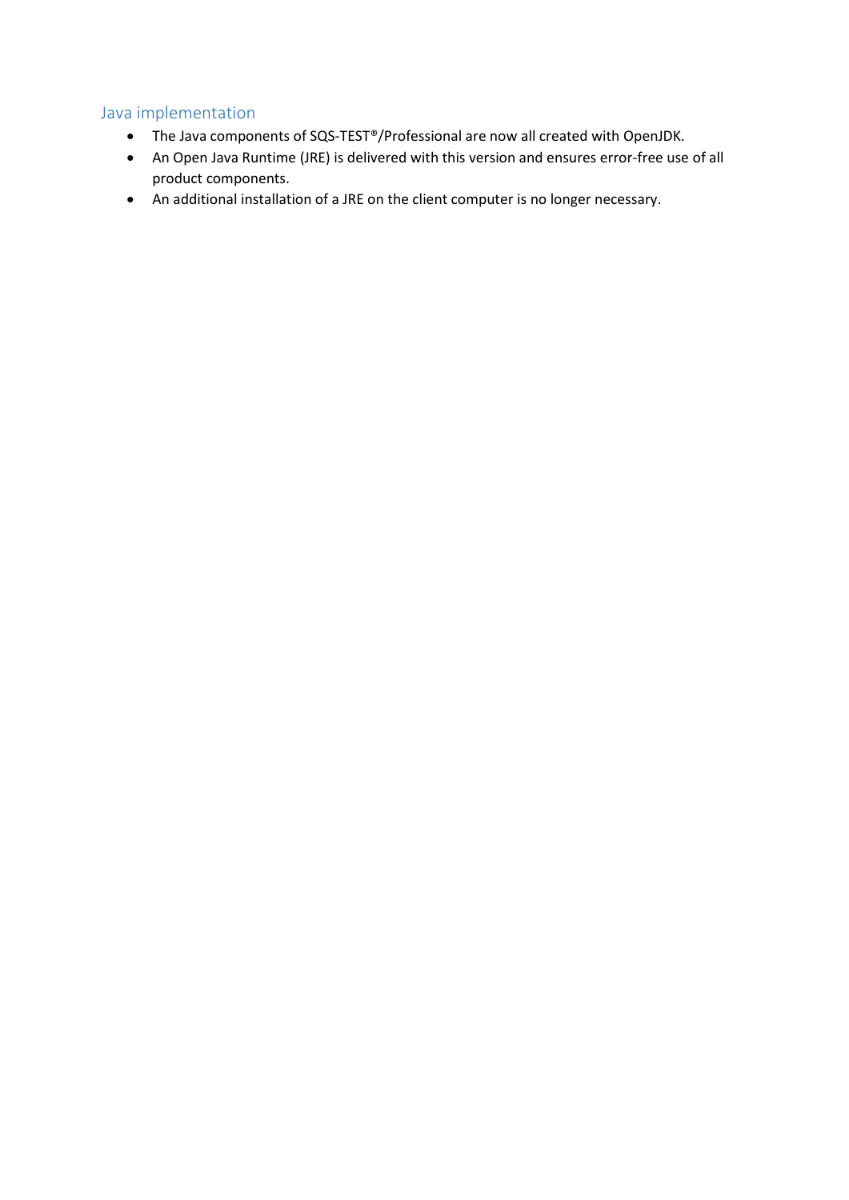## Java implementation

- The Java components of SQS-TEST®/Professional are now all created with OpenJDK.
- An Open Java Runtime (JRE) is delivered with this version and ensures error-free use of all product components.
- An additional installation of a JRE on the client computer is no longer necessary.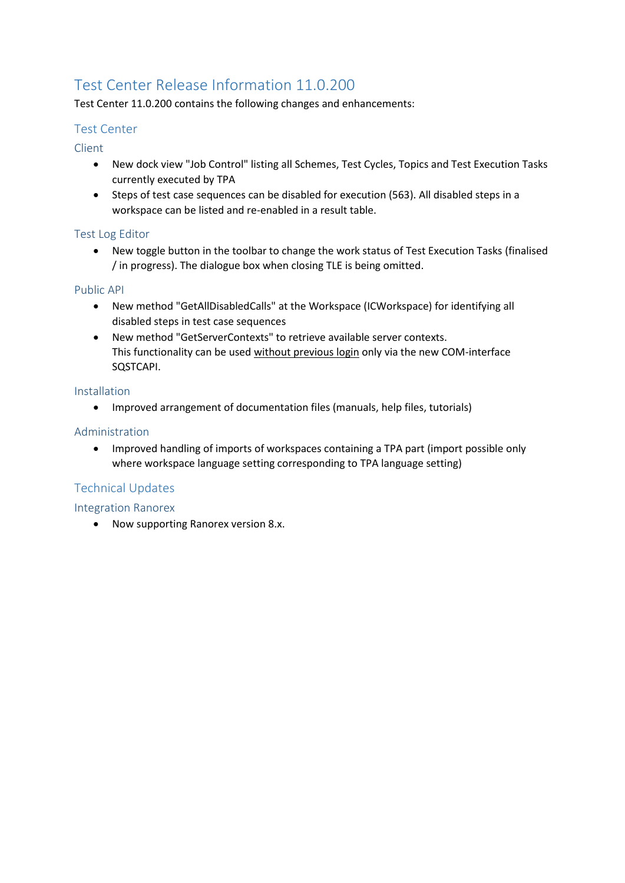# Test Center Release Information 11.0.200

Test Center 11.0.200 contains the following changes and enhancements:

## Test Center

### Client

- New dock view "Job Control" listing all Schemes, Test Cycles, Topics and Test Execution Tasks currently executed by TPA
- Steps of test case sequences can be disabled for execution (563). All disabled steps in a workspace can be listed and re-enabled in a result table.

### Test Log Editor

- New toggle button in the toolbar to change the work status of Test Execution Tasks (finalised / in progress). The dialogue box when closing TLE is being omitted.

### Public API

- New method "GetAllDisabledCalls" at the Workspace (ICWorkspace) for identifying all disabled steps in test case sequences
- New method "GetServerContexts" to retrieve available server contexts.
  This functionality can be used without previous login only via the new COM-interface SQSTCAPI.

### Installation

- Improved arrangement of documentation files (manuals, help files, tutorials)

### Administration

- Improved handling of imports of workspaces containing a TPA part (import possible only where workspace language setting corresponding to TPA language setting)

## Technical Updates

### Integration Ranorex

- Now supporting Ranorex version 8.x.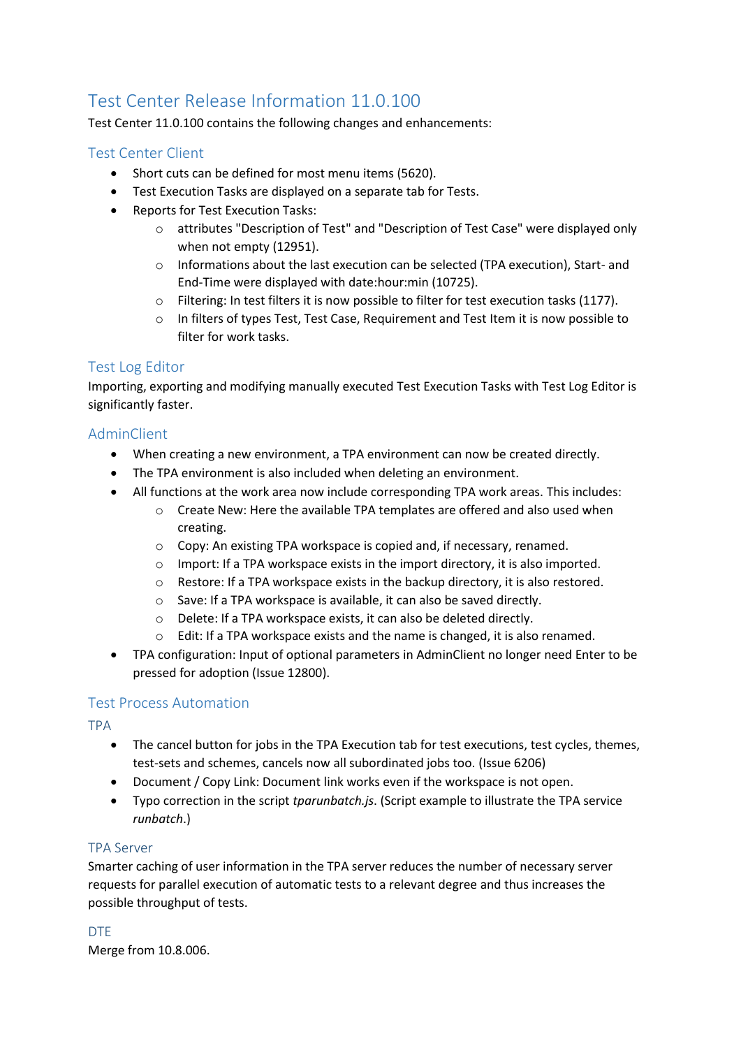# Test Center Release Information 11.0.100

Test Center 11.0.100 contains the following changes and enhancements:

## Test Center Client

- Short cuts can be defined for most menu items (5620).
- Test Execution Tasks are displayed on a separate tab for Tests.
- Reports for Test Execution Tasks:
  - attributes "Description of Test" and "Description of Test Case" were displayed only when not empty (12951).
  - Informations about the last execution can be selected (TPA execution), Start- and End-Time were displayed with date:hour:min (10725).
  - Filtering: In test filters it is now possible to filter for test execution tasks (1177).
  - In filters of types Test, Test Case, Requirement and Test Item it is now possible to filter for work tasks.

## Test Log Editor

Importing, exporting and modifying manually executed Test Execution Tasks with Test Log Editor is significantly faster.

## AdminClient

- When creating a new environment, a TPA environment can now be created directly.
- The TPA environment is also included when deleting an environment.
- All functions at the work area now include corresponding TPA work areas. This includes:
  - Create New: Here the available TPA templates are offered and also used when creating.
  - Copy: An existing TPA workspace is copied and, if necessary, renamed.
  - Import: If a TPA workspace exists in the import directory, it is also imported.
  - Restore: If a TPA workspace exists in the backup directory, it is also restored.
  - Save: If a TPA workspace is available, it can also be saved directly.
  - Delete: If a TPA workspace exists, it can also be deleted directly.
  - Edit: If a TPA workspace exists and the name is changed, it is also renamed.
- TPA configuration: Input of optional parameters in AdminClient no longer need Enter to be pressed for adoption (Issue 12800).

## Test Process Automation

### TPA

- The cancel button for jobs in the TPA Execution tab for test executions, test cycles, themes, test-sets and schemes, cancels now all subordinated jobs too. (Issue 6206)
- Document / Copy Link: Document link works even if the workspace is not open.
- Typo correction in the script *tparunbatch.js*. (Script example to illustrate the TPA service *runbatch*.)

### TPA Server

Smarter caching of user information in the TPA server reduces the number of necessary server requests for parallel execution of automatic tests to a relevant degree and thus increases the possible throughput of tests.

## DTE

Merge from 10.8.006.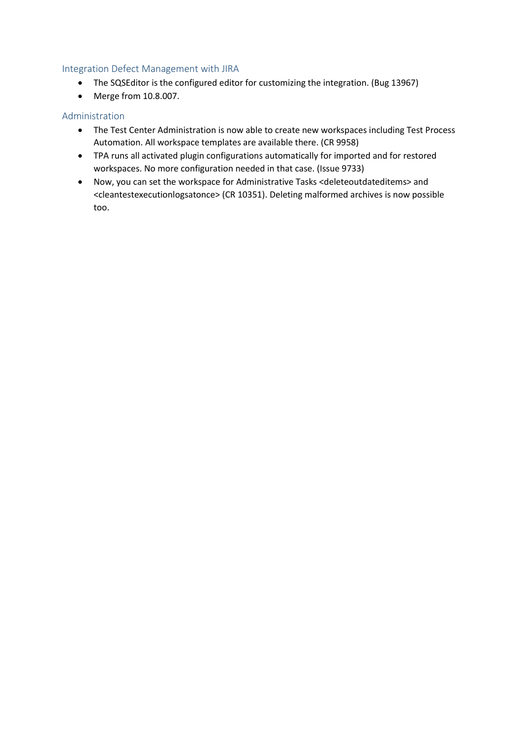### Integration Defect Management with JIRA

- The SQSEditor is the configured editor for customizing the integration. (Bug 13967)
- Merge from 10.8.007.

### Administration

- The Test Center Administration is now able to create new workspaces including Test Process Automation. All workspace templates are available there. (CR 9958)
- TPA runs all activated plugin configurations automatically for imported and for restored workspaces. No more configuration needed in that case. (Issue 9733)
- Now, you can set the workspace for Administrative Tasks <deleteoutdateditems> and <cleantestexecutionlogsatonce> (CR 10351). Deleting malformed archives is now possible too.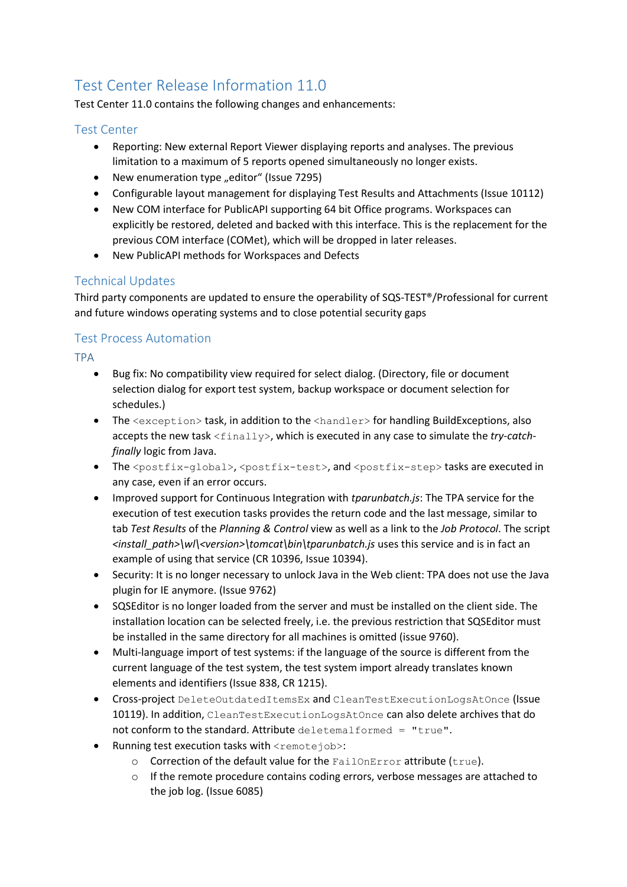# Test Center Release Information 11.0

Test Center 11.0 contains the following changes and enhancements:

## Test Center

- Reporting: New external Report Viewer displaying reports and analyses. The previous limitation to a maximum of 5 reports opened simultaneously no longer exists.
- New enumeration type „editor“ (Issue 7295)
- Configurable layout management for displaying Test Results and Attachments (Issue 10112)
- New COM interface for PublicAPI supporting 64 bit Office programs. Workspaces can explicitly be restored, deleted and backed with this interface. This is the replacement for the previous COM interface (COMet), which will be dropped in later releases.
- New PublicAPI methods for Workspaces and Defects

## Technical Updates

Third party components are updated to ensure the operability of SQS-TEST®/Professional for current and future windows operating systems and to close potential security gaps

## Test Process Automation

### TPA

- Bug fix: No compatibility view required for select dialog. (Directory, file or document selection dialog for export test system, backup workspace or document selection for schedules.)
- The `<exception>` task, in addition to the `<handler>` for handling BuildExceptions, also accepts the new task `<finally>`, which is executed in any case to simulate the *try-catch-finally* logic from Java.
- The `<postfix-global>`, `<postfix-test>`, and `<postfix-step>` tasks are executed in any case, even if an error occurs.
- Improved support for Continuous Integration with *tparunbatch.js*: The TPA service for the execution of test execution tasks provides the return code and the last message, similar to tab *Test Results* of the *Planning & Control* view as well as a link to the *Job Protocol*. The script *<install_path>\wl\<version>\tomcat\bin\tparunbatch.js* uses this service and is in fact an example of using that service (CR 10396, Issue 10394).
- Security: It is no longer necessary to unlock Java in the Web client: TPA does not use the Java plugin for IE anymore. (Issue 9762)
- SQSEditor is no longer loaded from the server and must be installed on the client side. The installation location can be selected freely, i.e. the previous restriction that SQSEditor must be installed in the same directory for all machines is omitted (issue 9760).
- Multi-language import of test systems: if the language of the source is different from the current language of the test system, the test system import already translates known elements and identifiers (Issue 838, CR 1215).
- Cross-project `DeleteOutdatedItemsEx` and `CleanTestExecutionLogsAtOnce` (Issue 10119). In addition, `CleanTestExecutionLogsAtOnce` can also delete archives that do not conform to the standard. Attribute `deletemalformed = "true"`.
- Running test execution tasks with `<remotejob>`:
  - Correction of the default value for the `FailOnError` attribute (`true`).
  - If the remote procedure contains coding errors, verbose messages are attached to the job log. (Issue 6085)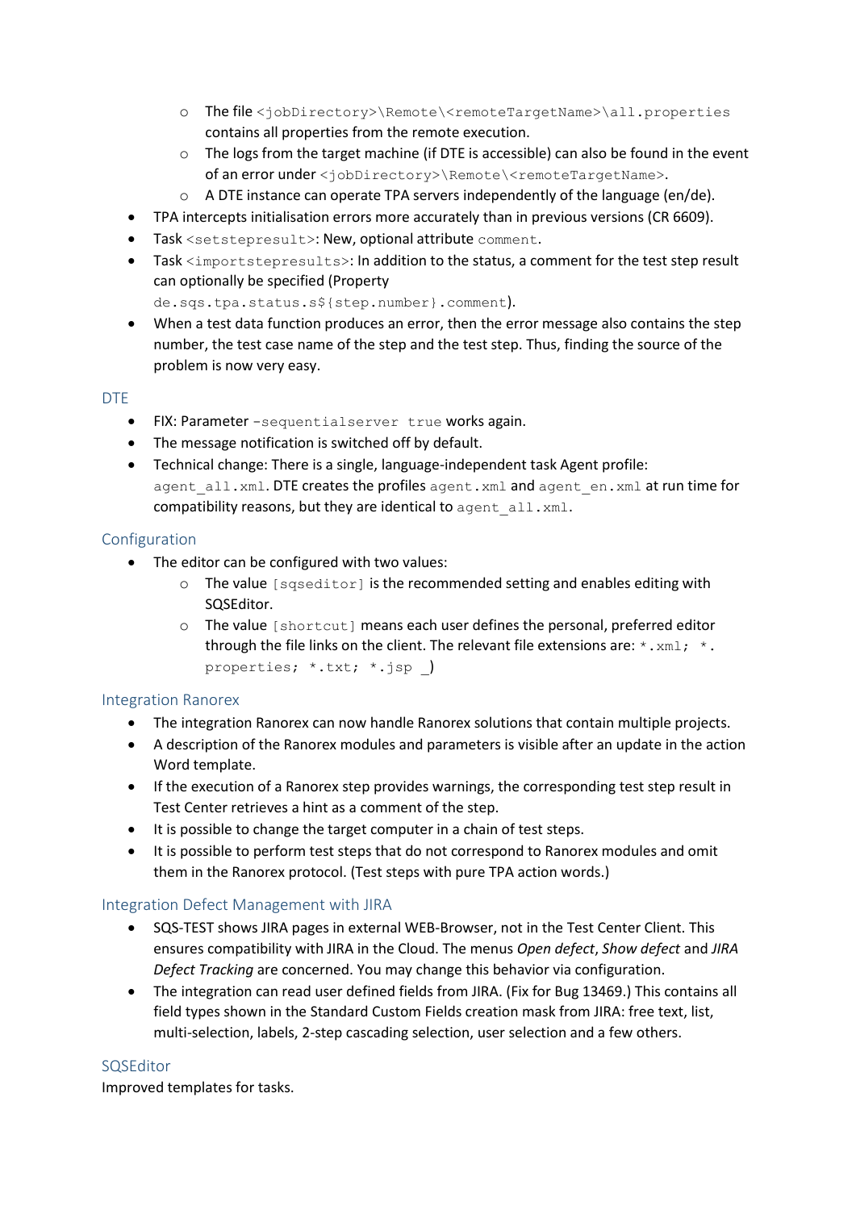- The file `<jobDirectory>\Remote\<remoteTargetName>\all.properties` contains all properties from the remote execution.
  - The logs from the target machine (if DTE is accessible) can also be found in the event of an error under `<jobDirectory>\Remote\<remoteTargetName>`.
  - A DTE instance can operate TPA servers independently of the language (en/de).
- TPA intercepts initialisation errors more accurately than in previous versions (CR 6609).
- Task `<setstepresult>`: New, optional attribute `comment`.
- Task `<importstepresults>`: In addition to the status, a comment for the test step result can optionally be specified (Property `de.sqs.tpa.status.s${step.number}.comment`).
- When a test data function produces an error, then the error message also contains the step number, the test case name of the step and the test step. Thus, finding the source of the problem is now very easy.

## DTE

- FIX: Parameter `-sequentialserver true` works again.
- The message notification is switched off by default.
- Technical change: There is a single, language-independent task Agent profile: `agent_all.xml`. DTE creates the profiles `agent.xml` and `agent_en.xml` at run time for compatibility reasons, but they are identical to `agent_all.xml`.

## Configuration

- The editor can be configured with two values:
  - The value `[sqseditor]` is the recommended setting and enables editing with SQSEditor.
  - The value `[shortcut]` means each user defines the personal, preferred editor through the file links on the client. The relevant file extensions are: `*.xml; *.properties; *.txt; *.jsp _`)

## Integration Ranorex

- The integration Ranorex can now handle Ranorex solutions that contain multiple projects.
- A description of the Ranorex modules and parameters is visible after an update in the action Word template.
- If the execution of a Ranorex step provides warnings, the corresponding test step result in Test Center retrieves a hint as a comment of the step.
- It is possible to change the target computer in a chain of test steps.
- It is possible to perform test steps that do not correspond to Ranorex modules and omit them in the Ranorex protocol. (Test steps with pure TPA action words.)

## Integration Defect Management with JIRA

- SQS-TEST shows JIRA pages in external WEB-Browser, not in the Test Center Client. This ensures compatibility with JIRA in the Cloud. The menus *Open defect*, *Show defect* and *JIRA Defect Tracking* are concerned. You may change this behavior via configuration.
- The integration can read user defined fields from JIRA. (Fix for Bug 13469.) This contains all field types shown in the Standard Custom Fields creation mask from JIRA: free text, list, multi-selection, labels, 2-step cascading selection, user selection and a few others.

## SQSEditor

Improved templates for tasks.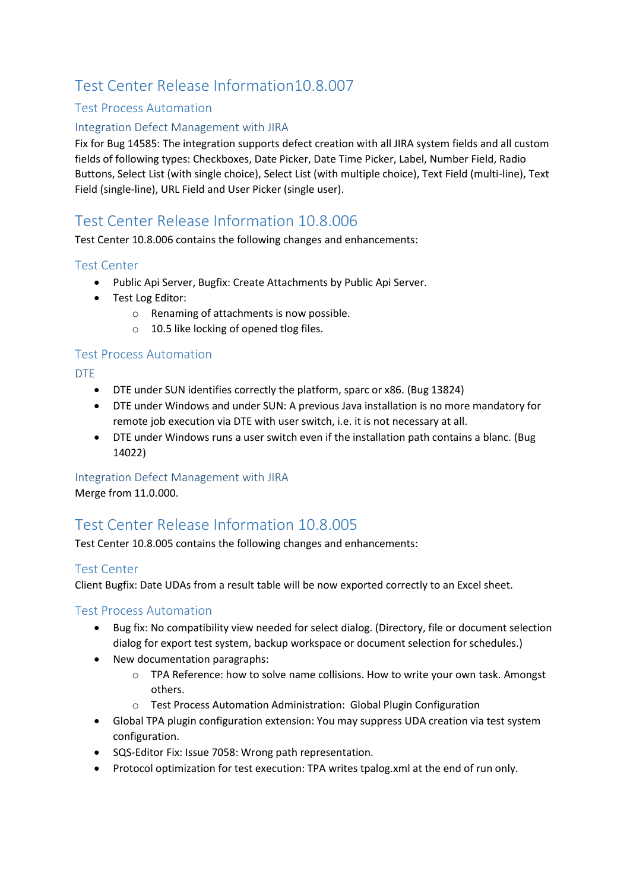# Test Center Release Information10.8.007

## Test Process Automation

### Integration Defect Management with JIRA

Fix for Bug 14585: The integration supports defect creation with all JIRA system fields and all custom fields of following types: Checkboxes, Date Picker, Date Time Picker, Label, Number Field, Radio Buttons, Select List (with single choice), Select List (with multiple choice), Text Field (multi-line), Text Field (single-line), URL Field and User Picker (single user).

# Test Center Release Information 10.8.006

Test Center 10.8.006 contains the following changes and enhancements:

## Test Center

- Public Api Server, Bugfix: Create Attachments by Public Api Server.
- Test Log Editor:
  - Renaming of attachments is now possible.
  - 10.5 like locking of opened tlog files.

## Test Process Automation

### DTE

- DTE under SUN identifies correctly the platform, sparc or x86. (Bug 13824)
- DTE under Windows and under SUN: A previous Java installation is no more mandatory for remote job execution via DTE with user switch, i.e. it is not necessary at all.
- DTE under Windows runs a user switch even if the installation path contains a blanc. (Bug 14022)

### Integration Defect Management with JIRA

Merge from 11.0.000.

# Test Center Release Information 10.8.005

Test Center 10.8.005 contains the following changes and enhancements:

## Test Center

Client Bugfix: Date UDAs from a result table will be now exported correctly to an Excel sheet.

## Test Process Automation

- Bug fix: No compatibility view needed for select dialog. (Directory, file or document selection dialog for export test system, backup workspace or document selection for schedules.)
- New documentation paragraphs:
  - TPA Reference: how to solve name collisions. How to write your own task. Amongst others.
  - Test Process Automation Administration: Global Plugin Configuration
- Global TPA plugin configuration extension: You may suppress UDA creation via test system configuration.
- SQS-Editor Fix: Issue 7058: Wrong path representation.
- Protocol optimization for test execution: TPA writes tpalog.xml at the end of run only.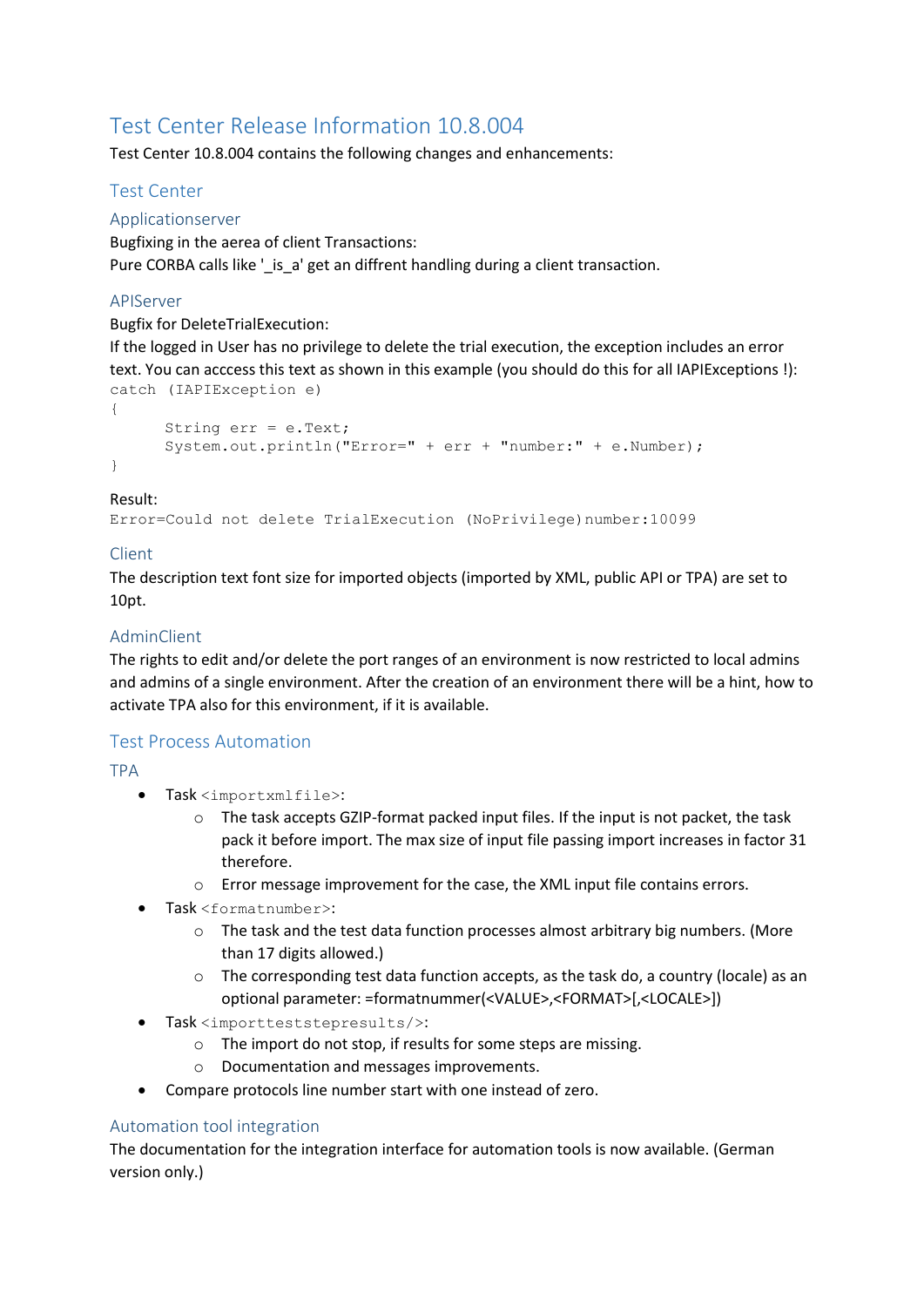# Test Center Release Information 10.8.004

Test Center 10.8.004 contains the following changes and enhancements:

## Test Center

### Applicationserver

Bugfixing in the aerea of client Transactions:
Pure CORBA calls like '_is_a' get an diffrent handling during a client transaction.

### APIServer

Bugfix for DeleteTrialExecution:
If the logged in User has no privilege to delete the trial execution, the exception includes an error text. You can acccess this text as shown in this example (you should do this for all IAPIExceptions !):

```
catch (IAPIException e)
{
      String err = e.Text;
      System.out.println("Error=" + err + "number:" + e.Number);
}
```

Result:

```
Error=Could not delete TrialExecution (NoPrivilege)number:10099
```

### Client

The description text font size for imported objects (imported by XML, public API or TPA) are set to 10pt.

### AdminClient

The rights to edit and/or delete the port ranges of an environment is now restricted to local admins and admins of a single environment. After the creation of an environment there will be a hint, how to activate TPA also for this environment, if it is available.

## Test Process Automation

### TPA

- Task `<importxmlfile>`:
  - The task accepts GZIP-format packed input files. If the input is not packet, the task pack it before import. The max size of input file passing import increases in factor 31 therefore.
  - Error message improvement for the case, the XML input file contains errors.
- Task `<formatnumber>`:
  - The task and the test data function processes almost arbitrary big numbers. (More than 17 digits allowed.)
  - The corresponding test data function accepts, as the task do, a country (locale) as an optional parameter: =formatnummer(<VALUE>,<FORMAT>[,<LOCALE>])
- Task `<importteststepresults/>`:
  - The import do not stop, if results for some steps are missing.
  - Documentation and messages improvements.
- Compare protocols line number start with one instead of zero.

### Automation tool integration

The documentation for the integration interface for automation tools is now available. (German version only.)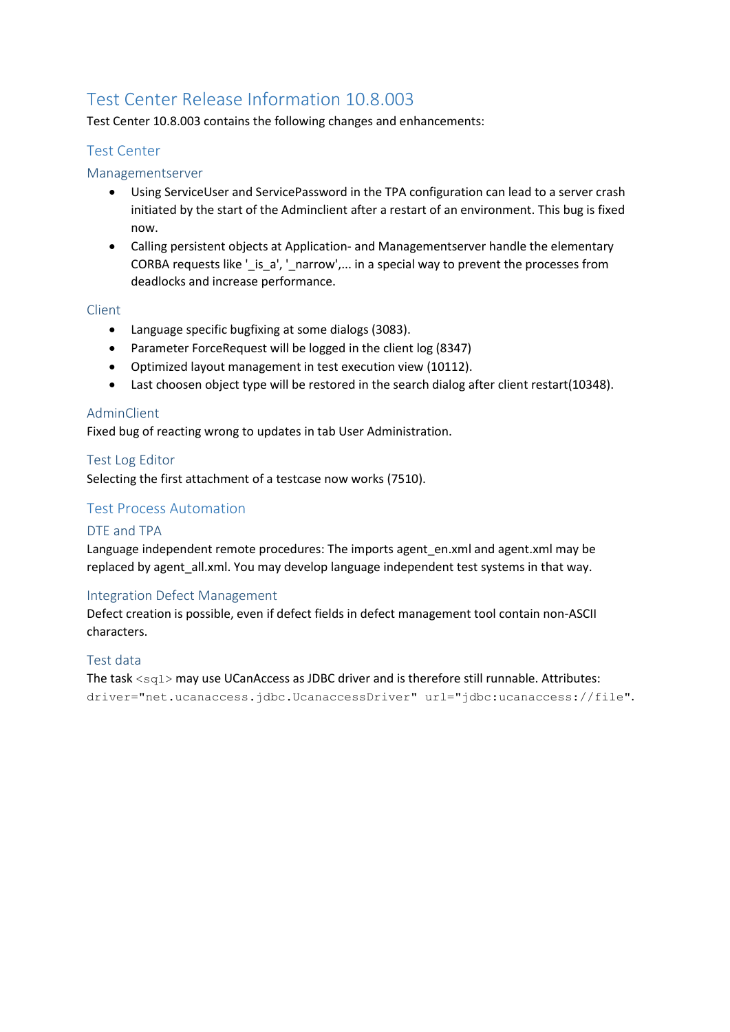# Test Center Release Information 10.8.003

Test Center 10.8.003 contains the following changes and enhancements:

## Test Center

### Managementserver

- Using ServiceUser and ServicePassword in the TPA configuration can lead to a server crash initiated by the start of the Adminclient after a restart of an environment. This bug is fixed now.
- Calling persistent objects at Application- and Managementserver handle the elementary CORBA requests like '_is_a', '_narrow',... in a special way to prevent the processes from deadlocks and increase performance.

### Client

- Language specific bugfixing at some dialogs (3083).
- Parameter ForceRequest will be logged in the client log (8347)
- Optimized layout management in test execution view (10112).
- Last choosen object type will be restored in the search dialog after client restart(10348).

### AdminClient

Fixed bug of reacting wrong to updates in tab User Administration.

### Test Log Editor

Selecting the first attachment of a testcase now works (7510).

## Test Process Automation

### DTE and TPA

Language independent remote procedures: The imports agent_en.xml and agent.xml may be replaced by agent_all.xml. You may develop language independent test systems in that way.

### Integration Defect Management

Defect creation is possible, even if defect fields in defect management tool contain non-ASCII characters.

### Test data

The task `<sql>` may use UCanAccess as JDBC driver and is therefore still runnable. Attributes: `driver="net.ucanaccess.jdbc.UcanaccessDriver" url="jdbc:ucanaccess://file"`.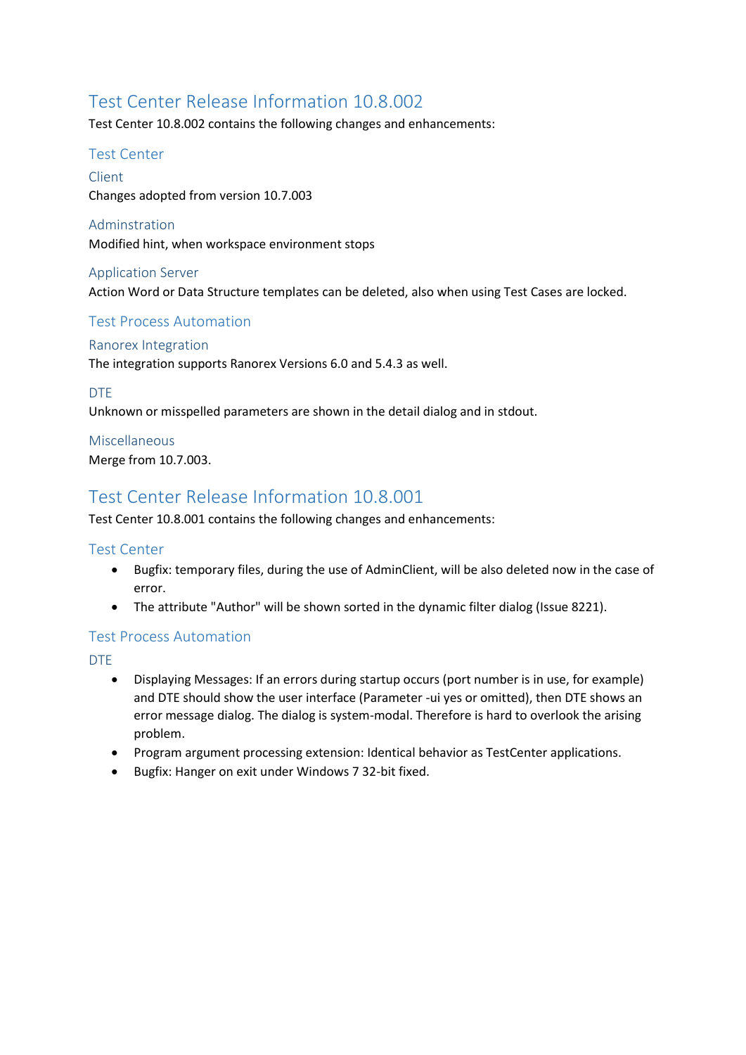# Test Center Release Information 10.8.002

Test Center 10.8.002 contains the following changes and enhancements:

## Test Center

### Client

Changes adopted from version 10.7.003

### Adminstration

Modified hint, when workspace environment stops

### Application Server

Action Word or Data Structure templates can be deleted, also when using Test Cases are locked.

## Test Process Automation

### Ranorex Integration

The integration supports Ranorex Versions 6.0 and 5.4.3 as well.

### DTE

Unknown or misspelled parameters are shown in the detail dialog and in stdout.

### Miscellaneous

Merge from 10.7.003.

# Test Center Release Information 10.8.001

Test Center 10.8.001 contains the following changes and enhancements:

## Test Center

- Bugfix: temporary files, during the use of AdminClient, will be also deleted now in the case of error.
- The attribute "Author" will be shown sorted in the dynamic filter dialog (Issue 8221).

## Test Process Automation

### DTE

- Displaying Messages: If an errors during startup occurs (port number is in use, for example) and DTE should show the user interface (Parameter -ui yes or omitted), then DTE shows an error message dialog. The dialog is system-modal. Therefore is hard to overlook the arising problem.
- Program argument processing extension: Identical behavior as TestCenter applications.
- Bugfix: Hanger on exit under Windows 7 32-bit fixed.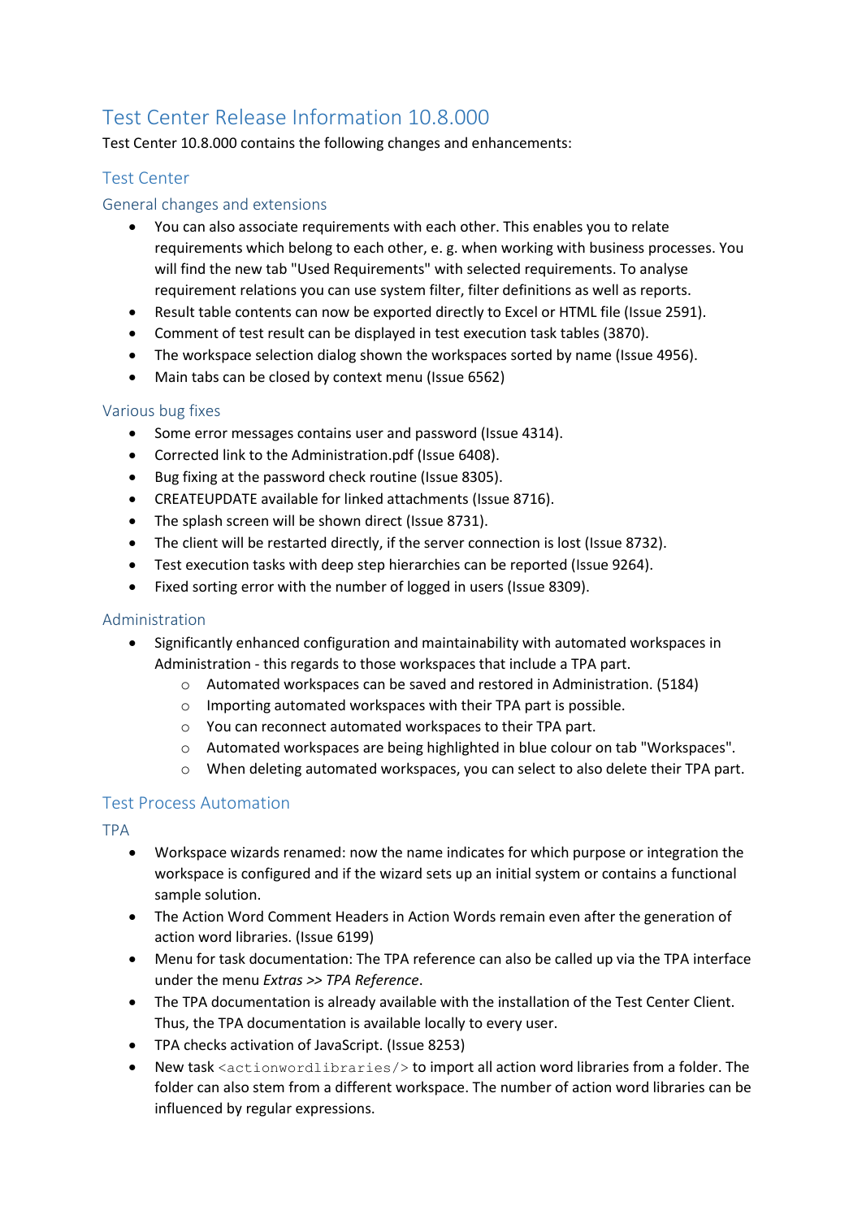# Test Center Release Information 10.8.000

Test Center 10.8.000 contains the following changes and enhancements:

## Test Center

### General changes and extensions

- You can also associate requirements with each other. This enables you to relate requirements which belong to each other, e. g. when working with business processes. You will find the new tab "Used Requirements" with selected requirements. To analyse requirement relations you can use system filter, filter definitions as well as reports.
- Result table contents can now be exported directly to Excel or HTML file (Issue 2591).
- Comment of test result can be displayed in test execution task tables (3870).
- The workspace selection dialog shown the workspaces sorted by name (Issue 4956).
- Main tabs can be closed by context menu (Issue 6562)

### Various bug fixes

- Some error messages contains user and password (Issue 4314).
- Corrected link to the Administration.pdf (Issue 6408).
- Bug fixing at the password check routine (Issue 8305).
- CREATEUPDATE available for linked attachments (Issue 8716).
- The splash screen will be shown direct (Issue 8731).
- The client will be restarted directly, if the server connection is lost (Issue 8732).
- Test execution tasks with deep step hierarchies can be reported (Issue 9264).
- Fixed sorting error with the number of logged in users (Issue 8309).

### Administration

- Significantly enhanced configuration and maintainability with automated workspaces in Administration - this regards to those workspaces that include a TPA part.
    - Automated workspaces can be saved and restored in Administration. (5184)
    - Importing automated workspaces with their TPA part is possible.
    - You can reconnect automated workspaces to their TPA part.
    - Automated workspaces are being highlighted in blue colour on tab "Workspaces".
    - When deleting automated workspaces, you can select to also delete their TPA part.

## Test Process Automation

### TPA

- Workspace wizards renamed: now the name indicates for which purpose or integration the workspace is configured and if the wizard sets up an initial system or contains a functional sample solution.
- The Action Word Comment Headers in Action Words remain even after the generation of action word libraries. (Issue 6199)
- Menu for task documentation: The TPA reference can also be called up via the TPA interface under the menu *Extras >> TPA Reference*.
- The TPA documentation is already available with the installation of the Test Center Client. Thus, the TPA documentation is available locally to every user.
- TPA checks activation of JavaScript. (Issue 8253)
- New task `<actionwordlibraries/>` to import all action word libraries from a folder. The folder can also stem from a different workspace. The number of action word libraries can be influenced by regular expressions.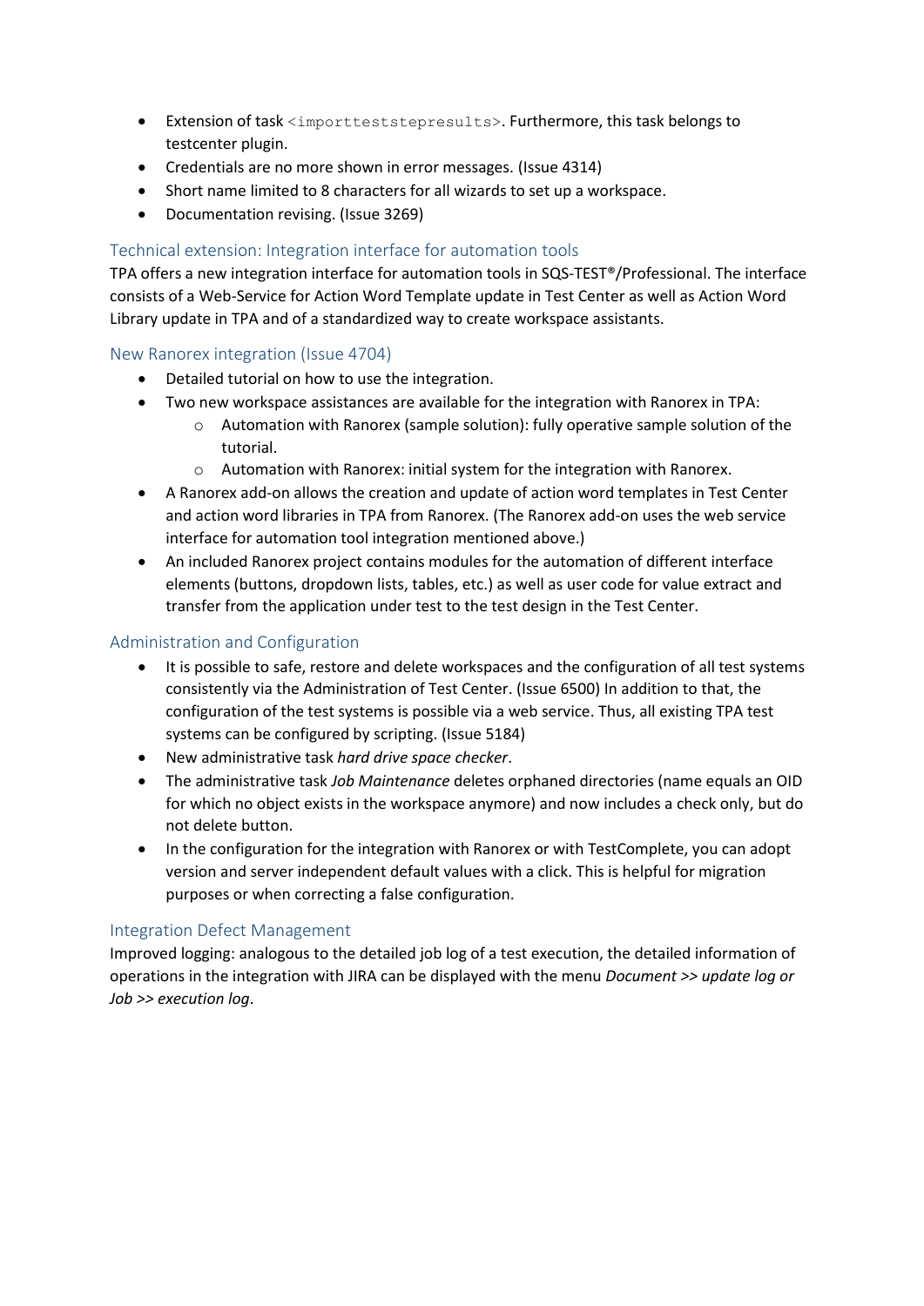- Extension of task `<importteststepresults>`. Furthermore, this task belongs to testcenter plugin.
- Credentials are no more shown in error messages. (Issue 4314)
- Short name limited to 8 characters for all wizards to set up a workspace.
- Documentation revising. (Issue 3269)

### Technical extension: Integration interface for automation tools

TPA offers a new integration interface for automation tools in SQS-TEST®/Professional. The interface consists of a Web-Service for Action Word Template update in Test Center as well as Action Word Library update in TPA and of a standardized way to create workspace assistants.

### New Ranorex integration (Issue 4704)

- Detailed tutorial on how to use the integration.
- Two new workspace assistances are available for the integration with Ranorex in TPA:
  - Automation with Ranorex (sample solution): fully operative sample solution of the tutorial.
  - Automation with Ranorex: initial system for the integration with Ranorex.
- A Ranorex add-on allows the creation and update of action word templates in Test Center and action word libraries in TPA from Ranorex. (The Ranorex add-on uses the web service interface for automation tool integration mentioned above.)
- An included Ranorex project contains modules for the automation of different interface elements (buttons, dropdown lists, tables, etc.) as well as user code for value extract and transfer from the application under test to the test design in the Test Center.

### Administration and Configuration

- It is possible to safe, restore and delete workspaces and the configuration of all test systems consistently via the Administration of Test Center. (Issue 6500) In addition to that, the configuration of the test systems is possible via a web service. Thus, all existing TPA test systems can be configured by scripting. (Issue 5184)
- New administrative task *hard drive space checker*.
- The administrative task *Job Maintenance* deletes orphaned directories (name equals an OID for which no object exists in the workspace anymore) and now includes a check only, but do not delete button.
- In the configuration for the integration with Ranorex or with TestComplete, you can adopt version and server independent default values with a click. This is helpful for migration purposes or when correcting a false configuration.

### Integration Defect Management

Improved logging: analogous to the detailed job log of a test execution, the detailed information of operations in the integration with JIRA can be displayed with the menu *Document >> update log or Job >> execution log*.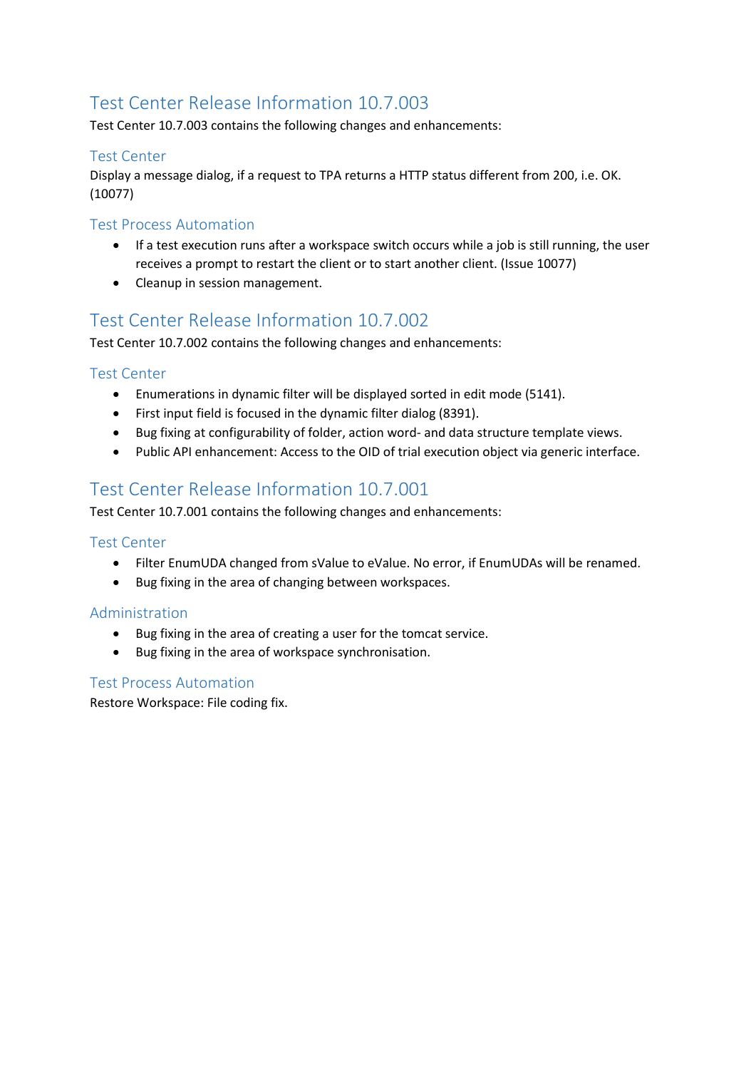# Test Center Release Information 10.7.003

Test Center 10.7.003 contains the following changes and enhancements:

## Test Center

Display a message dialog, if a request to TPA returns a HTTP status different from 200, i.e. OK. (10077)

## Test Process Automation

- If a test execution runs after a workspace switch occurs while a job is still running, the user receives a prompt to restart the client or to start another client. (Issue 10077)
- Cleanup in session management.

# Test Center Release Information 10.7.002

Test Center 10.7.002 contains the following changes and enhancements:

## Test Center

- Enumerations in dynamic filter will be displayed sorted in edit mode (5141).
- First input field is focused in the dynamic filter dialog (8391).
- Bug fixing at configurability of folder, action word- and data structure template views.
- Public API enhancement: Access to the OID of trial execution object via generic interface.

# Test Center Release Information 10.7.001

Test Center 10.7.001 contains the following changes and enhancements:

## Test Center

- Filter EnumUDA changed from sValue to eValue. No error, if EnumUDAs will be renamed.
- Bug fixing in the area of changing between workspaces.

## Administration

- Bug fixing in the area of creating a user for the tomcat service.
- Bug fixing in the area of workspace synchronisation.

## Test Process Automation

Restore Workspace: File coding fix.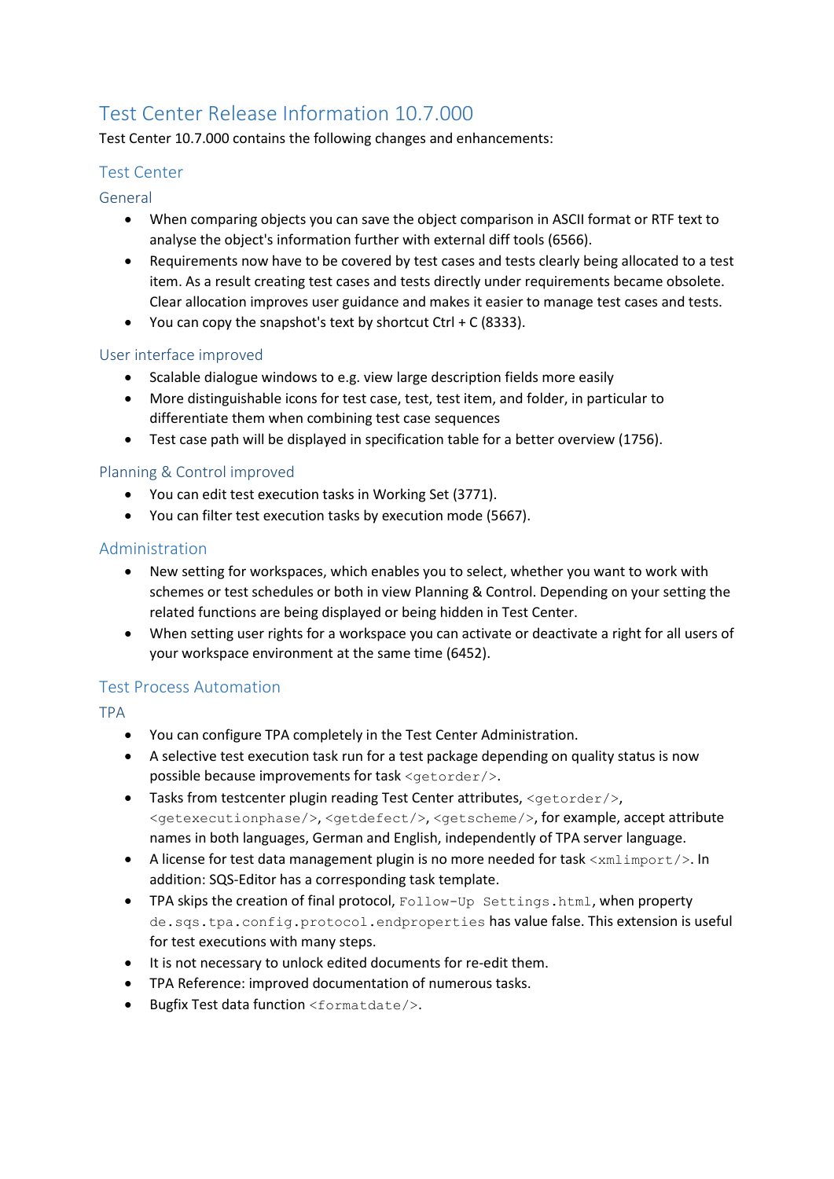# Test Center Release Information 10.7.000

Test Center 10.7.000 contains the following changes and enhancements:

## Test Center

### General

- When comparing objects you can save the object comparison in ASCII format or RTF text to analyse the object's information further with external diff tools (6566).
- Requirements now have to be covered by test cases and tests clearly being allocated to a test item. As a result creating test cases and tests directly under requirements became obsolete. Clear allocation improves user guidance and makes it easier to manage test cases and tests.
- You can copy the snapshot's text by shortcut Ctrl + C (8333).

### User interface improved

- Scalable dialogue windows to e.g. view large description fields more easily
- More distinguishable icons for test case, test, test item, and folder, in particular to differentiate them when combining test case sequences
- Test case path will be displayed in specification table for a better overview (1756).

### Planning & Control improved

- You can edit test execution tasks in Working Set (3771).
- You can filter test execution tasks by execution mode (5667).

## Administration

- New setting for workspaces, which enables you to select, whether you want to work with schemes or test schedules or both in view Planning & Control. Depending on your setting the related functions are being displayed or being hidden in Test Center.
- When setting user rights for a workspace you can activate or deactivate a right for all users of your workspace environment at the same time (6452).

## Test Process Automation

### TPA

- You can configure TPA completely in the Test Center Administration.
- A selective test execution task run for a test package depending on quality status is now possible because improvements for task `<getorder/>`.
- Tasks from testcenter plugin reading Test Center attributes, `<getorder/>`, `<getexecutionphase/>`, `<getdefect/>`, `<getscheme/>`, for example, accept attribute names in both languages, German and English, independently of TPA server language.
- A license for test data management plugin is no more needed for task `<xmlimport/>`. In addition: SQS-Editor has a corresponding task template.
- TPA skips the creation of final protocol, `Follow-Up Settings.html`, when property `de.sqs.tpa.config.protocol.endproperties` has value false. This extension is useful for test executions with many steps.
- It is not necessary to unlock edited documents for re-edit them.
- TPA Reference: improved documentation of numerous tasks.
- Bugfix Test data function `<formatdate/>`.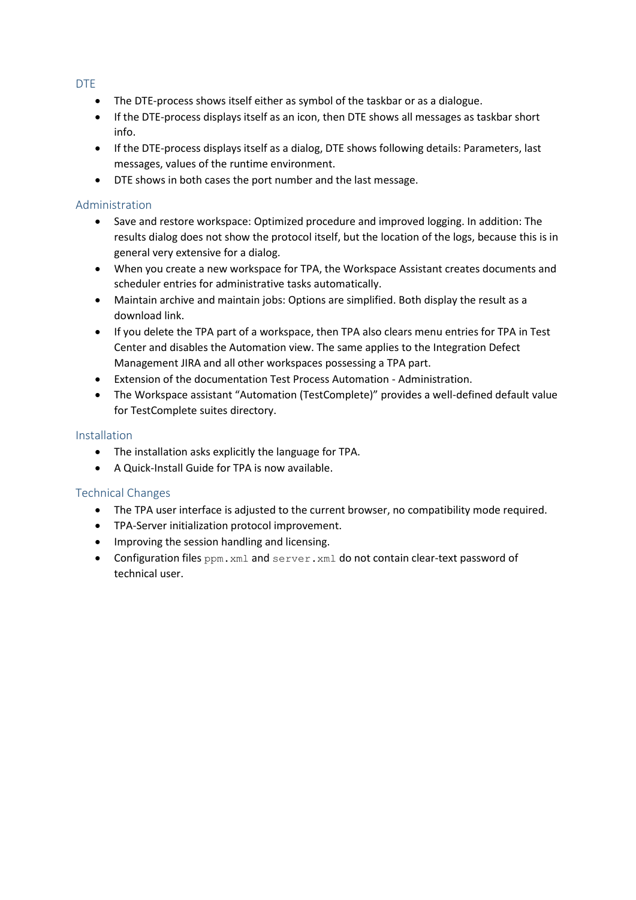### DTE

- The DTE-process shows itself either as symbol of the taskbar or as a dialogue.
- If the DTE-process displays itself as an icon, then DTE shows all messages as taskbar short info.
- If the DTE-process displays itself as a dialog, DTE shows following details: Parameters, last messages, values of the runtime environment.
- DTE shows in both cases the port number and the last message.

### Administration

- Save and restore workspace: Optimized procedure and improved logging. In addition: The results dialog does not show the protocol itself, but the location of the logs, because this is in general very extensive for a dialog.
- When you create a new workspace for TPA, the Workspace Assistant creates documents and scheduler entries for administrative tasks automatically.
- Maintain archive and maintain jobs: Options are simplified. Both display the result as a download link.
- If you delete the TPA part of a workspace, then TPA also clears menu entries for TPA in Test Center and disables the Automation view. The same applies to the Integration Defect Management JIRA and all other workspaces possessing a TPA part.
- Extension of the documentation Test Process Automation - Administration.
- The Workspace assistant "Automation (TestComplete)" provides a well-defined default value for TestComplete suites directory.

### Installation

- The installation asks explicitly the language for TPA.
- A Quick-Install Guide for TPA is now available.

### Technical Changes

- The TPA user interface is adjusted to the current browser, no compatibility mode required.
- TPA-Server initialization protocol improvement.
- Improving the session handling and licensing.
- Configuration files `ppm.xml` and `server.xml` do not contain clear-text password of technical user.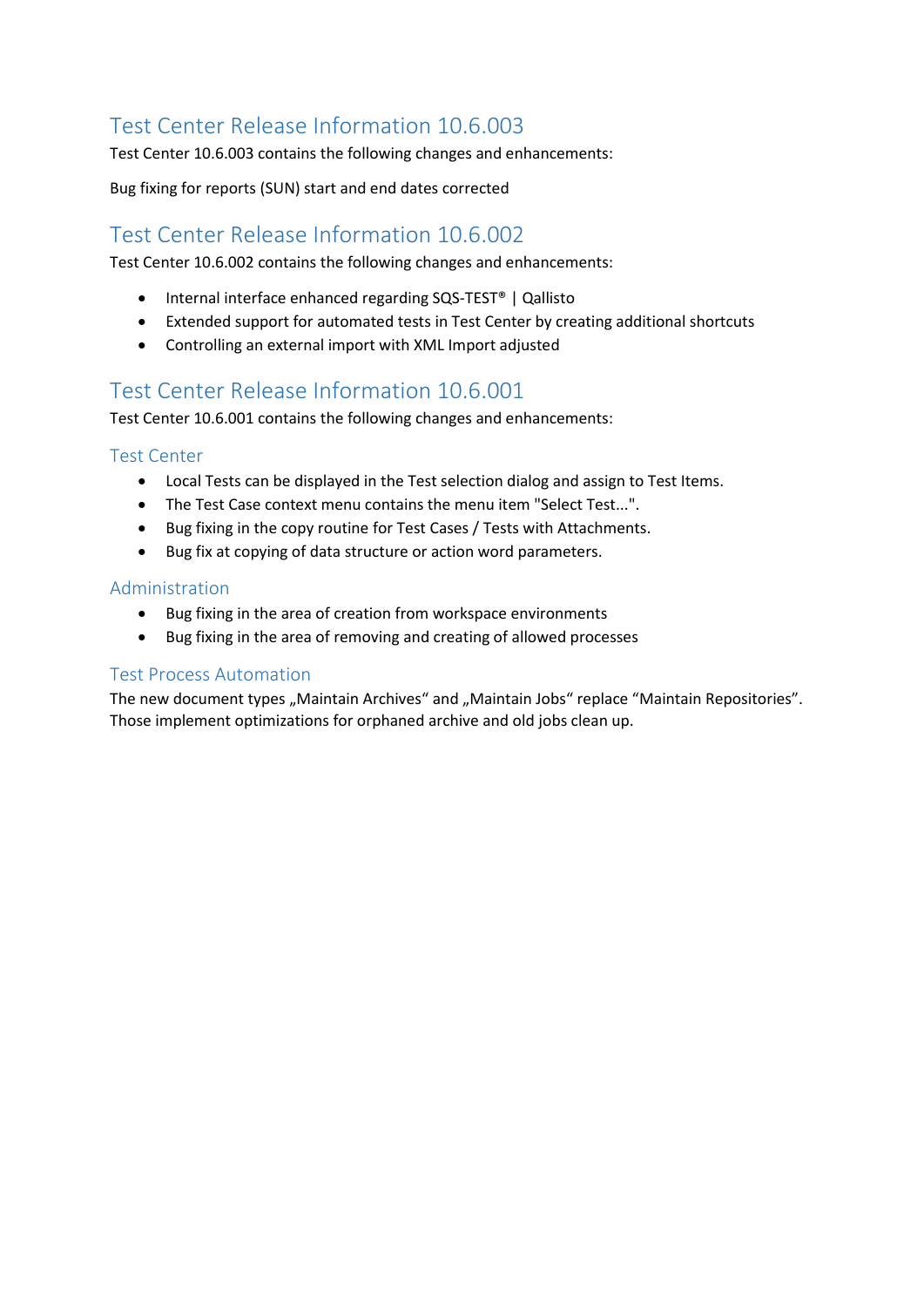## Test Center Release Information 10.6.003

Test Center 10.6.003 contains the following changes and enhancements:

Bug fixing for reports (SUN) start and end dates corrected

## Test Center Release Information 10.6.002

Test Center 10.6.002 contains the following changes and enhancements:

- Internal interface enhanced regarding SQS-TEST® | Qallisto
- Extended support for automated tests in Test Center by creating additional shortcuts
- Controlling an external import with XML Import adjusted

## Test Center Release Information 10.6.001

Test Center 10.6.001 contains the following changes and enhancements:

### Test Center

- Local Tests can be displayed in the Test selection dialog and assign to Test Items.
- The Test Case context menu contains the menu item "Select Test...".
- Bug fixing in the copy routine for Test Cases / Tests with Attachments.
- Bug fix at copying of data structure or action word parameters.

### Administration

- Bug fixing in the area of creation from workspace environments
- Bug fixing in the area of removing and creating of allowed processes

### Test Process Automation

The new document types „Maintain Archives“ and „Maintain Jobs“ replace “Maintain Repositories”. Those implement optimizations for orphaned archive and old jobs clean up.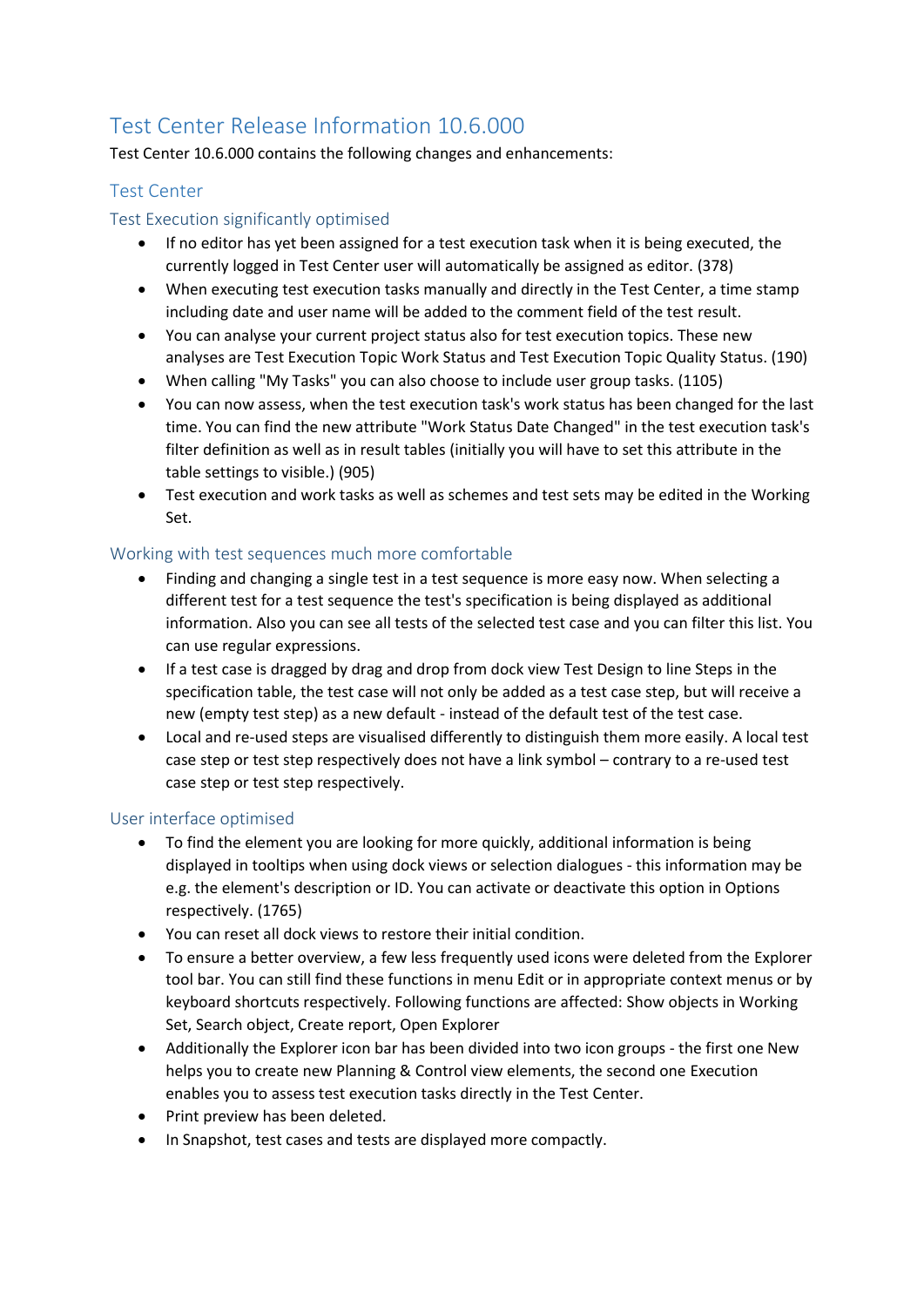# Test Center Release Information 10.6.000

Test Center 10.6.000 contains the following changes and enhancements:

## Test Center

### Test Execution significantly optimised

- If no editor has yet been assigned for a test execution task when it is being executed, the currently logged in Test Center user will automatically be assigned as editor. (378)
- When executing test execution tasks manually and directly in the Test Center, a time stamp including date and user name will be added to the comment field of the test result.
- You can analyse your current project status also for test execution topics. These new analyses are Test Execution Topic Work Status and Test Execution Topic Quality Status. (190)
- When calling "My Tasks" you can also choose to include user group tasks. (1105)
- You can now assess, when the test execution task's work status has been changed for the last time. You can find the new attribute "Work Status Date Changed" in the test execution task's filter definition as well as in result tables (initially you will have to set this attribute in the table settings to visible.) (905)
- Test execution and work tasks as well as schemes and test sets may be edited in the Working Set.

### Working with test sequences much more comfortable

- Finding and changing a single test in a test sequence is more easy now. When selecting a different test for a test sequence the test's specification is being displayed as additional information. Also you can see all tests of the selected test case and you can filter this list. You can use regular expressions.
- If a test case is dragged by drag and drop from dock view Test Design to line Steps in the specification table, the test case will not only be added as a test case step, but will receive a new (empty test step) as a new default - instead of the default test of the test case.
- Local and re-used steps are visualised differently to distinguish them more easily. A local test case step or test step respectively does not have a link symbol – contrary to a re-used test case step or test step respectively.

### User interface optimised

- To find the element you are looking for more quickly, additional information is being displayed in tooltips when using dock views or selection dialogues - this information may be e.g. the element's description or ID. You can activate or deactivate this option in Options respectively. (1765)
- You can reset all dock views to restore their initial condition.
- To ensure a better overview, a few less frequently used icons were deleted from the Explorer tool bar. You can still find these functions in menu Edit or in appropriate context menus or by keyboard shortcuts respectively. Following functions are affected: Show objects in Working Set, Search object, Create report, Open Explorer
- Additionally the Explorer icon bar has been divided into two icon groups - the first one New helps you to create new Planning & Control view elements, the second one Execution enables you to assess test execution tasks directly in the Test Center.
- Print preview has been deleted.
- In Snapshot, test cases and tests are displayed more compactly.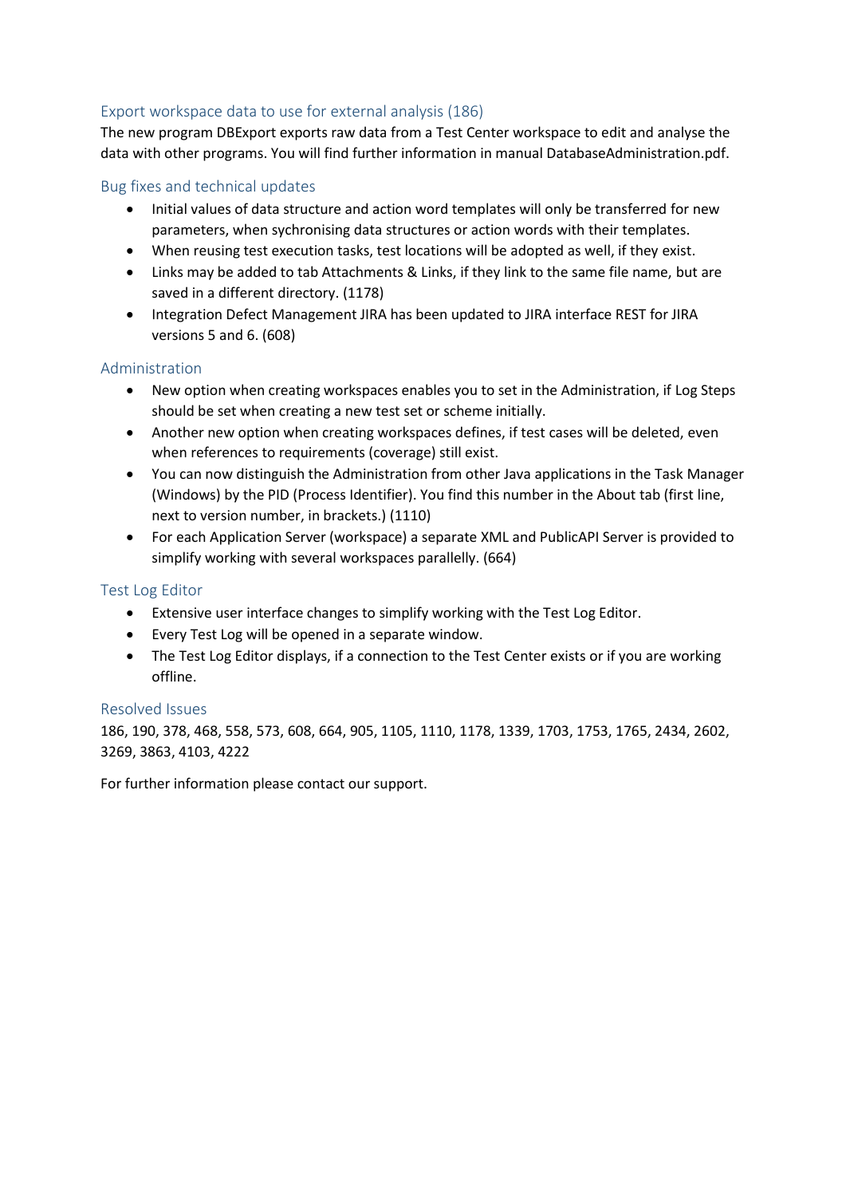### Export workspace data to use for external analysis (186)

The new program DBExport exports raw data from a Test Center workspace to edit and analyse the data with other programs. You will find further information in manual DatabaseAdministration.pdf.

### Bug fixes and technical updates

- Initial values of data structure and action word templates will only be transferred for new parameters, when sychronising data structures or action words with their templates.
- When reusing test execution tasks, test locations will be adopted as well, if they exist.
- Links may be added to tab Attachments & Links, if they link to the same file name, but are saved in a different directory. (1178)
- Integration Defect Management JIRA has been updated to JIRA interface REST for JIRA versions 5 and 6. (608)

### Administration

- New option when creating workspaces enables you to set in the Administration, if Log Steps should be set when creating a new test set or scheme initially.
- Another new option when creating workspaces defines, if test cases will be deleted, even when references to requirements (coverage) still exist.
- You can now distinguish the Administration from other Java applications in the Task Manager (Windows) by the PID (Process Identifier). You find this number in the About tab (first line, next to version number, in brackets.) (1110)
- For each Application Server (workspace) a separate XML and PublicAPI Server is provided to simplify working with several workspaces parallelly. (664)

### Test Log Editor

- Extensive user interface changes to simplify working with the Test Log Editor.
- Every Test Log will be opened in a separate window.
- The Test Log Editor displays, if a connection to the Test Center exists or if you are working offline.

### Resolved Issues

186, 190, 378, 468, 558, 573, 608, 664, 905, 1105, 1110, 1178, 1339, 1703, 1753, 1765, 2434, 2602, 3269, 3863, 4103, 4222

For further information please contact our support.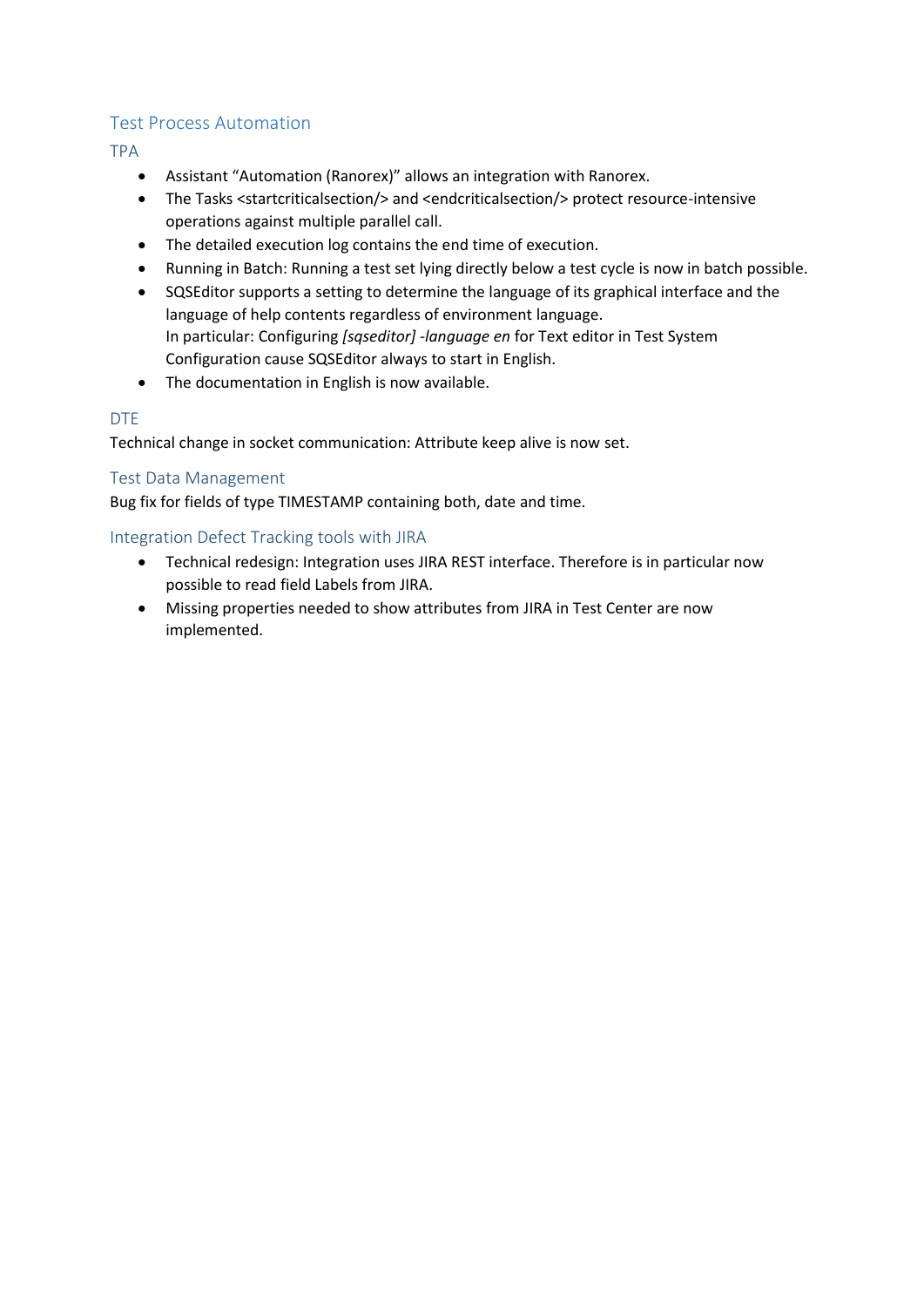## Test Process Automation

### TPA

- Assistant “Automation (Ranorex)” allows an integration with Ranorex.
- The Tasks <startcriticalsection/> and <endcriticalsection/> protect resource-intensive operations against multiple parallel call.
- The detailed execution log contains the end time of execution.
- Running in Batch: Running a test set lying directly below a test cycle is now in batch possible.
- SQSEditor supports a setting to determine the language of its graphical interface and the language of help contents regardless of environment language.  
  In particular: Configuring *[sqseditor] -language en* for Text editor in Test System Configuration cause SQSEditor always to start in English.
- The documentation in English is now available.

### DTE

Technical change in socket communication: Attribute keep alive is now set.

### Test Data Management

Bug fix for fields of type TIMESTAMP containing both, date and time.

### Integration Defect Tracking tools with JIRA

- Technical redesign: Integration uses JIRA REST interface. Therefore is in particular now possible to read field Labels from JIRA.
- Missing properties needed to show attributes from JIRA in Test Center are now implemented.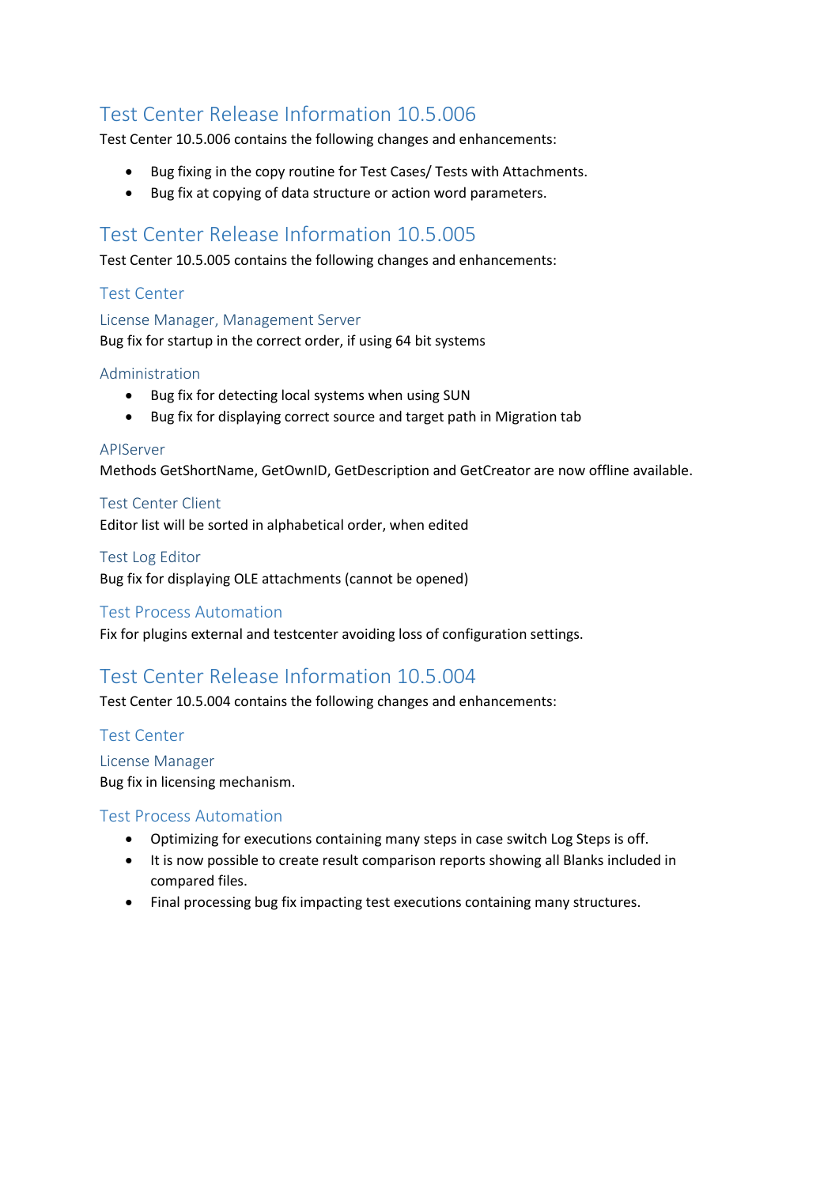# Test Center Release Information 10.5.006

Test Center 10.5.006 contains the following changes and enhancements:

- Bug fixing in the copy routine for Test Cases/ Tests with Attachments.
- Bug fix at copying of data structure or action word parameters.

# Test Center Release Information 10.5.005

Test Center 10.5.005 contains the following changes and enhancements:

## Test Center

### License Manager, Management Server

Bug fix for startup in the correct order, if using 64 bit systems

### Administration

- Bug fix for detecting local systems when using SUN
- Bug fix for displaying correct source and target path in Migration tab

### APIServer

Methods GetShortName, GetOwnID, GetDescription and GetCreator are now offline available.

### Test Center Client

Editor list will be sorted in alphabetical order, when edited

### Test Log Editor

Bug fix for displaying OLE attachments (cannot be opened)

## Test Process Automation

Fix for plugins external and testcenter avoiding loss of configuration settings.

# Test Center Release Information 10.5.004

Test Center 10.5.004 contains the following changes and enhancements:

## Test Center

### License Manager

Bug fix in licensing mechanism.

## Test Process Automation

- Optimizing for executions containing many steps in case switch Log Steps is off.
- It is now possible to create result comparison reports showing all Blanks included in compared files.
- Final processing bug fix impacting test executions containing many structures.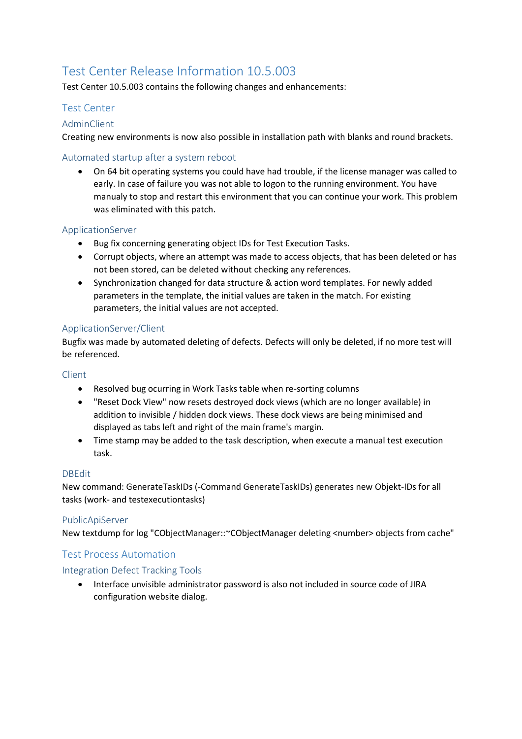# Test Center Release Information 10.5.003

Test Center 10.5.003 contains the following changes and enhancements:

## Test Center

### AdminClient

Creating new environments is now also possible in installation path with blanks and round brackets.

### Automated startup after a system reboot

- On 64 bit operating systems you could have had trouble, if the license manager was called to early. In case of failure you was not able to logon to the running environment. You have manualy to stop and restart this environment that you can continue your work. This problem was eliminated with this patch.

### ApplicationServer

- Bug fix concerning generating object IDs for Test Execution Tasks.
- Corrupt objects, where an attempt was made to access objects, that has been deleted or has not been stored, can be deleted without checking any references.
- Synchronization changed for data structure & action word templates. For newly added parameters in the template, the initial values are taken in the match. For existing parameters, the initial values are not accepted.

### ApplicationServer/Client

Bugfix was made by automated deleting of defects. Defects will only be deleted, if no more test will be referenced.

### Client

- Resolved bug ocurring in Work Tasks table when re-sorting columns
- "Reset Dock View" now resets destroyed dock views (which are no longer available) in addition to invisible / hidden dock views. These dock views are being minimised and displayed as tabs left and right of the main frame's margin.
- Time stamp may be added to the task description, when execute a manual test execution task.

### DBEdit

New command: GenerateTaskIDs (-Command GenerateTaskIDs) generates new Objekt-IDs for all tasks (work- and testexecutiontasks)

### PublicApiServer

New textdump for log "CObjectManager::~CObjectManager deleting <number> objects from cache"

## Test Process Automation

### Integration Defect Tracking Tools

- Interface unvisible administrator password is also not included in source code of JIRA configuration website dialog.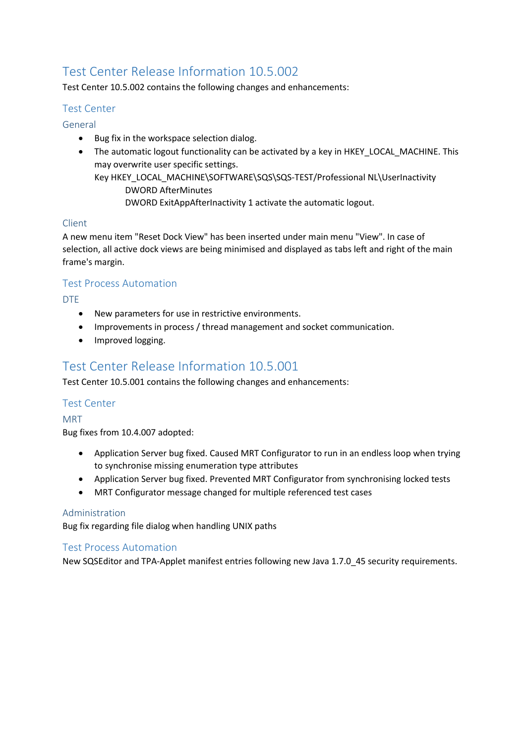# Test Center Release Information 10.5.002

Test Center 10.5.002 contains the following changes and enhancements:

## Test Center

### General

- Bug fix in the workspace selection dialog.
- The automatic logout functionality can be activated by a key in HKEY_LOCAL_MACHINE. This may overwrite user specific settings.
  Key HKEY_LOCAL_MACHINE\SOFTWARE\SQS\SQS-TEST/Professional NL\UserInactivity
  DWORD AfterMinutes
  DWORD ExitAppAfterInactivity 1 activate the automatic logout.

### Client

A new menu item "Reset Dock View" has been inserted under main menu "View". In case of selection, all active dock views are being minimised and displayed as tabs left and right of the main frame's margin.

## Test Process Automation

### DTE

- New parameters for use in restrictive environments.
- Improvements in process / thread management and socket communication.
- Improved logging.

# Test Center Release Information 10.5.001

Test Center 10.5.001 contains the following changes and enhancements:

## Test Center

### MRT

Bug fixes from 10.4.007 adopted:

- Application Server bug fixed. Caused MRT Configurator to run in an endless loop when trying to synchronise missing enumeration type attributes
- Application Server bug fixed. Prevented MRT Configurator from synchronising locked tests
- MRT Configurator message changed for multiple referenced test cases

### Administration

Bug fix regarding file dialog when handling UNIX paths

## Test Process Automation

New SQSEditor and TPA-Applet manifest entries following new Java 1.7.0_45 security requirements.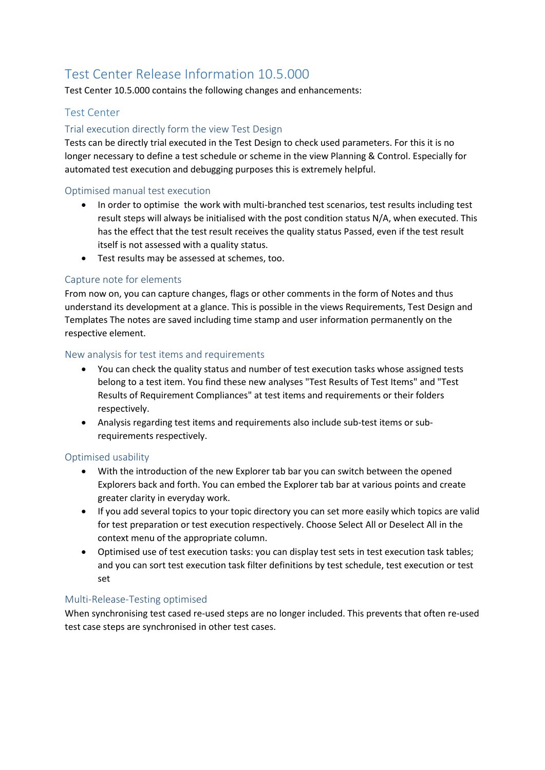## Test Center Release Information 10.5.000

Test Center 10.5.000 contains the following changes and enhancements:

### Test Center

#### Trial execution directly form the view Test Design

Tests can be directly trial executed in the Test Design to check used parameters. For this it is no longer necessary to define a test schedule or scheme in the view Planning & Control. Especially for automated test execution and debugging purposes this is extremely helpful.

#### Optimised manual test execution

- In order to optimise the work with multi-branched test scenarios, test results including test result steps will always be initialised with the post condition status N/A, when executed. This has the effect that the test result receives the quality status Passed, even if the test result itself is not assessed with a quality status.
- Test results may be assessed at schemes, too.

#### Capture note for elements

From now on, you can capture changes, flags or other comments in the form of Notes and thus understand its development at a glance. This is possible in the views Requirements, Test Design and Templates The notes are saved including time stamp and user information permanently on the respective element.

#### New analysis for test items and requirements

- You can check the quality status and number of test execution tasks whose assigned tests belong to a test item. You find these new analyses "Test Results of Test Items" and "Test Results of Requirement Compliances" at test items and requirements or their folders respectively.
- Analysis regarding test items and requirements also include sub-test items or sub-requirements respectively.

#### Optimised usability

- With the introduction of the new Explorer tab bar you can switch between the opened Explorers back and forth. You can embed the Explorer tab bar at various points and create greater clarity in everyday work.
- If you add several topics to your topic directory you can set more easily which topics are valid for test preparation or test execution respectively. Choose Select All or Deselect All in the context menu of the appropriate column.
- Optimised use of test execution tasks: you can display test sets in test execution task tables; and you can sort test execution task filter definitions by test schedule, test execution or test set

#### Multi-Release-Testing optimised

When synchronising test cased re-used steps are no longer included. This prevents that often re-used test case steps are synchronised in other test cases.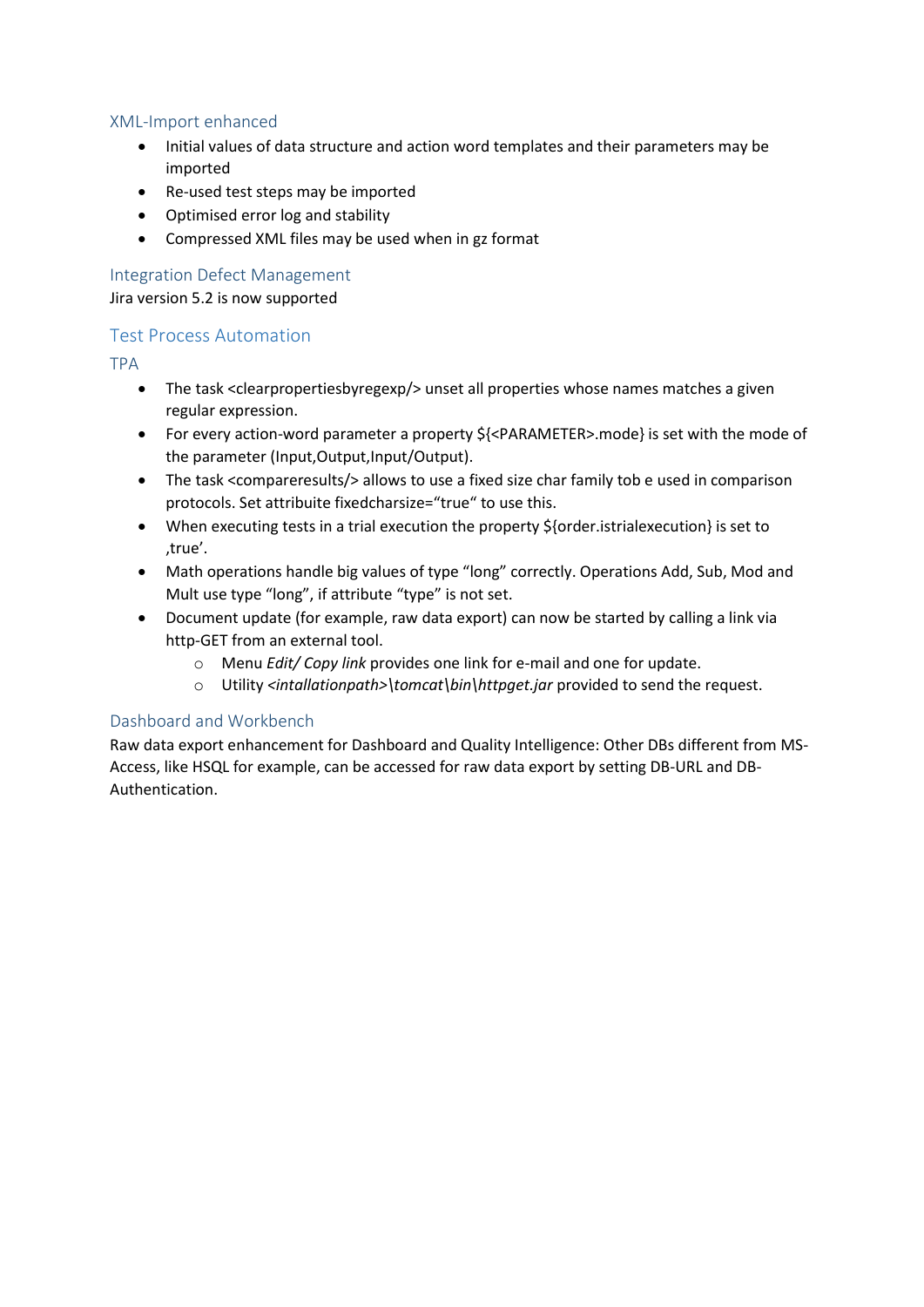### XML-Import enhanced

- Initial values of data structure and action word templates and their parameters may be imported
- Re-used test steps may be imported
- Optimised error log and stability
- Compressed XML files may be used when in gz format

### Integration Defect Management

Jira version 5.2 is now supported

## Test Process Automation

### TPA

- The task <clearpropertiesbyregexp/> unset all properties whose names matches a given regular expression.
- For every action-word parameter a property ${<PARAMETER>.mode} is set with the mode of the parameter (Input,Output,Input/Output).
- The task <compareresults/> allows to use a fixed size char family tob e used in comparison protocols. Set attribuite fixedcharsize="true“ to use this.
- When executing tests in a trial execution the property ${order.istrialexecution} is set to ‚true'.
- Math operations handle big values of type “long” correctly. Operations Add, Sub, Mod and Mult use type “long”, if attribute “type” is not set.
- Document update (for example, raw data export) can now be started by calling a link via http-GET from an external tool.
    - Menu *Edit/ Copy link* provides one link for e-mail and one for update.
    - Utility *<intallationpath>\tomcat\bin\httpget.jar* provided to send the request.

### Dashboard and Workbench

Raw data export enhancement for Dashboard and Quality Intelligence: Other DBs different from MS-Access, like HSQL for example, can be accessed for raw data export by setting DB-URL and DB-Authentication.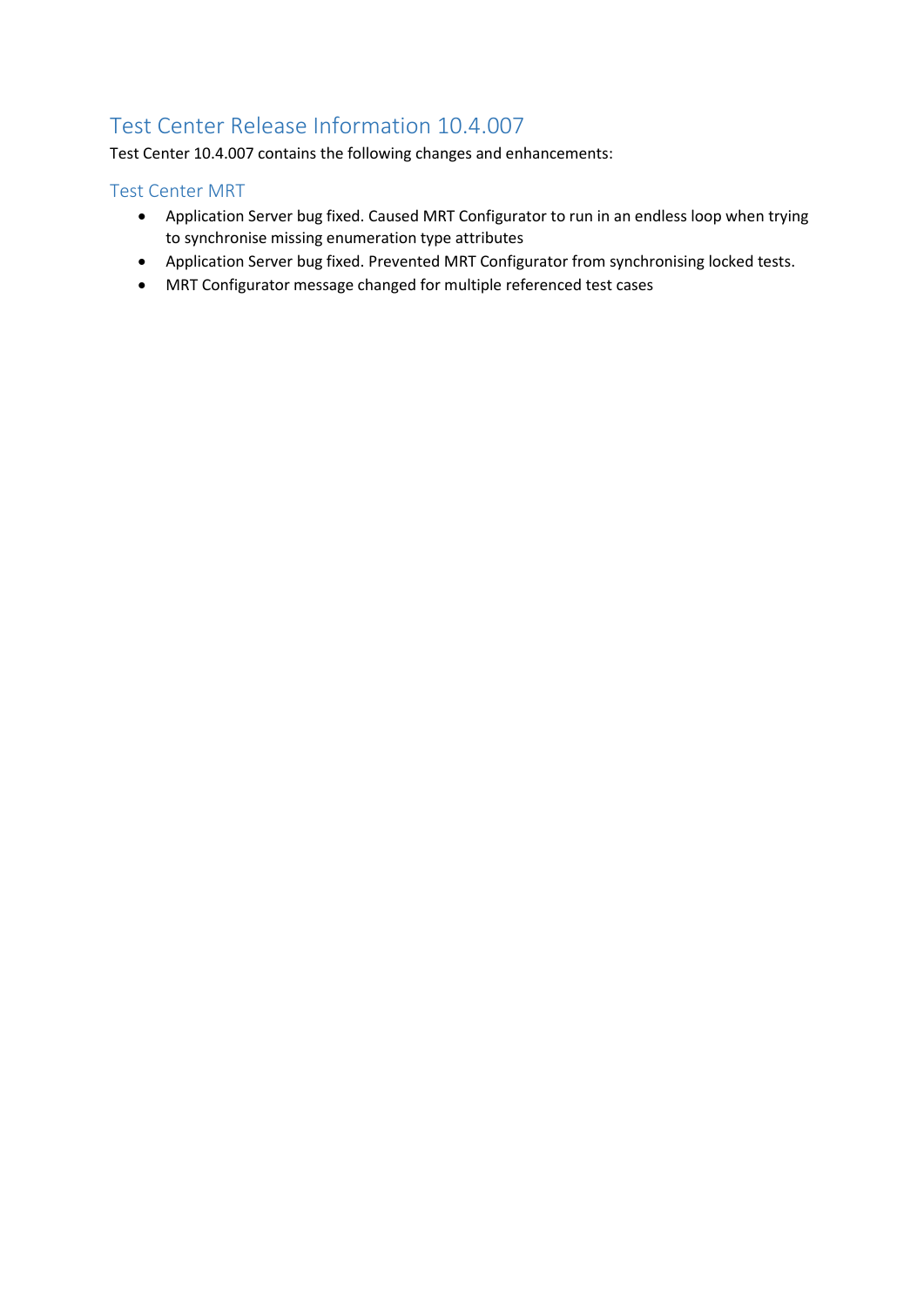# Test Center Release Information 10.4.007

Test Center 10.4.007 contains the following changes and enhancements:

## Test Center MRT

- Application Server bug fixed. Caused MRT Configurator to run in an endless loop when trying to synchronise missing enumeration type attributes
- Application Server bug fixed. Prevented MRT Configurator from synchronising locked tests.
- MRT Configurator message changed for multiple referenced test cases